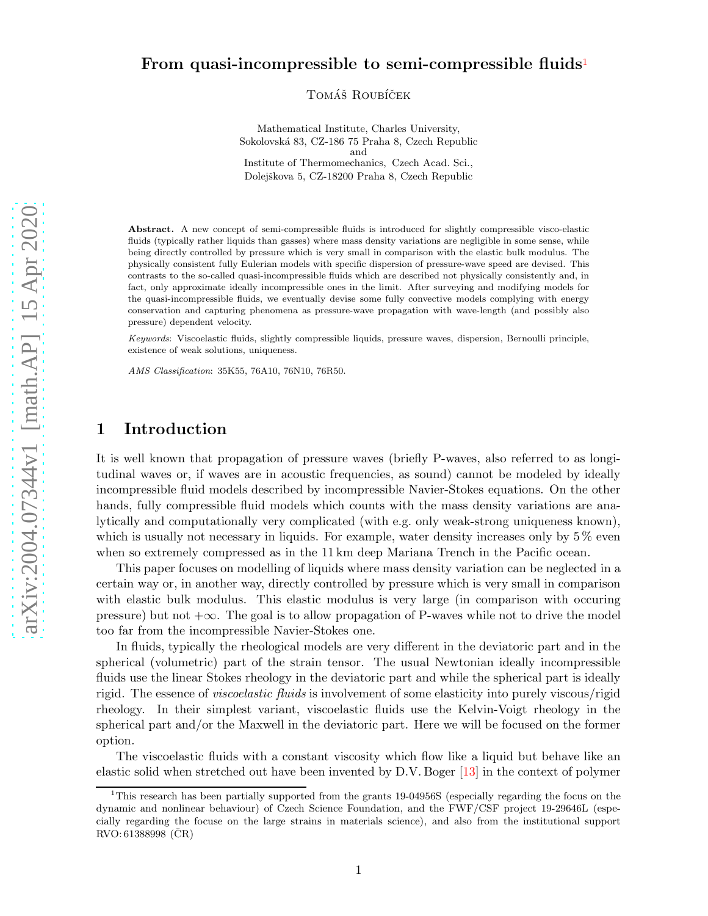# From quasi-incompressible to semi-compressible fluids[1]

Tomáš Roubíček

Mathematical Institute, Charles University,
Sokolovská 83, CZ-186 75 Praha 8, Czech Republic
and
Institute of Thermomechanics, Czech Acad. Sci.,
Dolejškova 5, CZ-18200 Praha 8, Czech Republic

**Abstract.** A new concept of semi-compressible fluids is introduced for slightly compressible visco-elastic fluids (typically rather liquids than gasses) where mass density variations are negligible in some sense, while being directly controlled by pressure which is very small in comparison with the elastic bulk modulus. The physically consistent fully Eulerian models with specific dispersion of pressure-wave speed are devised. This contrasts to the so-called quasi-incompressible fluids which are described not physically consistently and, in fact, only approximate ideally incompressible ones in the limit. After surveying and modifying models for the quasi-incompressible fluids, we eventually devise some fully convective models complying with energy conservation and capturing phenomena as pressure-wave propagation with wave-length (and possibly also pressure) dependent velocity.

*Keywords*: Viscoelastic fluids, slightly compressible liquids, pressure waves, dispersion, Bernoulli principle, existence of weak solutions, uniqueness.

*AMS Classification*: 35K55, 76A10, 76N10, 76R50.

## 1 Introduction

It is well known that propagation of pressure waves (briefly P-waves, also referred to as longitudinal waves or, if waves are in acoustic frequencies, as sound) cannot be modeled by ideally incompressible fluid models described by incompressible Navier-Stokes equations. On the other hands, fully compressible fluid models which counts with the mass density variations are analytically and computationally very complicated (with e.g. only weak-strong uniqueness known), which is usually not necessary in liquids. For example, water density increases only by 5 % even when so extremely compressed as in the 11 km deep Mariana Trench in the Pacific ocean.

This paper focuses on modelling of liquids where mass density variation can be neglected in a certain way or, in another way, directly controlled by pressure which is very small in comparison with elastic bulk modulus. This elastic modulus is very large (in comparison with occuring pressure) but not $+\infty$. The goal is to allow propagation of P-waves while not to drive the model too far from the incompressible Navier-Stokes one.

In fluids, typically the rheological models are very different in the deviatoric part and in the spherical (volumetric) part of the strain tensor. The usual Newtonian ideally incompressible fluids use the linear Stokes rheology in the deviatoric part and while the spherical part is ideally rigid. The essence of *viscoelastic fluids* is involvement of some elasticity into purely viscous/rigid rheology. In their simplest variant, viscoelastic fluids use the Kelvin-Voigt rheology in the spherical part and/or the Maxwell in the deviatoric part. Here we will be focused on the former option.

The viscoelastic fluids with a constant viscosity which flow like a liquid but behave like an elastic solid when stretched out have been invented by D.V. Boger [13] in the context of polymer

[1] This research has been partially supported from the grants 19-04956S (especially regarding the focus on the dynamic and nonlinear behaviour) of Czech Science Foundation, and the FWF/CSF project 19-29646L (especially regarding the focuse on the large strains in materials science), and also from the institutional support RVO: 61388998 (ČR)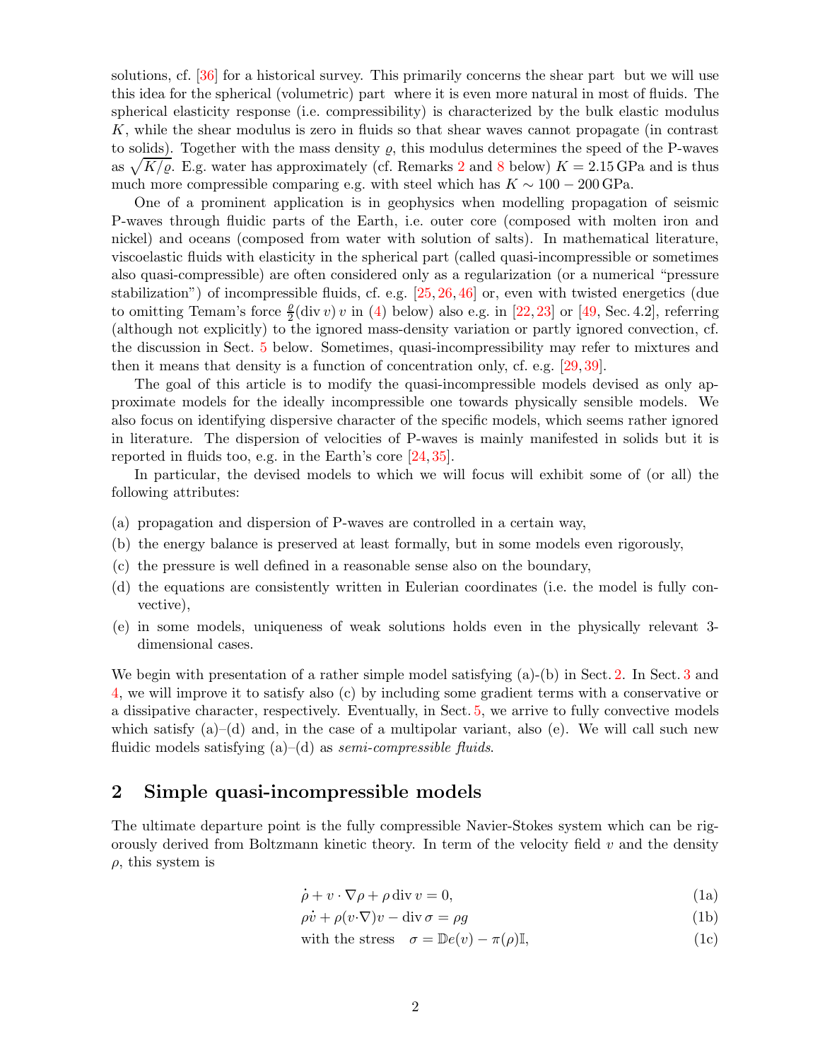solutions, cf. [36] for a historical survey. This primarily concerns the shear part but we will use this idea for the spherical (volumetric) part where it is even more natural in most of fluids. The spherical elasticity response (i.e. compressibility) is characterized by the bulk elastic modulus $K$, while the shear modulus is zero in fluids so that shear waves cannot propagate (in contrast to solids). Together with the mass density $\varrho$, this modulus determines the speed of the P-waves as $\sqrt{K/\varrho}$. E.g. water has approximately (cf. Remarks 2 and 8 below) $K = 2.15\,\mathrm{GPa}$ and is thus much more compressible comparing e.g. with steel which has $K \sim 100-200\,\mathrm{GPa}$.

One of a prominent application is in geophysics when modelling propagation of seismic P-waves through fluidic parts of the Earth, i.e. outer core (composed with molten iron and nickel) and oceans (composed from water with solution of salts). In mathematical literature, viscoelastic fluids with elasticity in the spherical part (called quasi-incompressible or sometimes also quasi-compressible) are often considered only as a regularization (or a numerical "pressure stabilization") of incompressible fluids, cf. e.g. [25, 26, 46] or, even with twisted energetics (due to omitting Temam's force $\frac{\varrho}{2}(\operatorname{div} v)\,v$ in (4) below) also e.g. in [22, 23] or [49, Sec. 4.2], referring (although not explicitly) to the ignored mass-density variation or partly ignored convection, cf. the discussion in Sect. 5 below. Sometimes, quasi-incompressibility may refer to mixtures and then it means that density is a function of concentration only, cf. e.g. [29, 39].

The goal of this article is to modify the quasi-incompressible models devised as only approximate models for the ideally incompressible one towards physically sensible models. We also focus on identifying dispersive character of the specific models, which seems rather ignored in literature. The dispersion of velocities of P-waves is mainly manifested in solids but it is reported in fluids too, e.g. in the Earth's core [24, 35].

In particular, the devised models to which we will focus will exhibit some of (or all) the following attributes:

(a) propagation and dispersion of P-waves are controlled in a certain way,
(b) the energy balance is preserved at least formally, but in some models even rigorously,
(c) the pressure is well defined in a reasonable sense also on the boundary,
(d) the equations are consistently written in Eulerian coordinates (i.e. the model is fully convective),
(e) in some models, uniqueness of weak solutions holds even in the physically relevant 3-dimensional cases.

We begin with presentation of a rather simple model satisfying (a)-(b) in Sect. 2. In Sect. 3 and 4, we will improve it to satisfy also (c) by including some gradient terms with a conservative or a dissipative character, respectively. Eventually, in Sect. 5, we arrive to fully convective models which satisfy (a)–(d) and, in the case of a multipolar variant, also (e). We will call such new fluidic models satisfying (a)–(d) as *semi-compressible fluids*.

## 2 Simple quasi-incompressible models

The ultimate departure point is the fully compressible Navier-Stokes system which can be rigorously derived from Boltzmann kinetic theory. In term of the velocity field $v$ and the density $\rho$, this system is

$$\dot{\rho} + v\cdot\nabla\rho + \rho\operatorname{div} v = 0, \tag{1a}$$

$$\rho\dot{v} + \rho(v\cdot\nabla)v - \operatorname{div}\sigma = \rho g \tag{1b}$$

$$\text{with the stress}\quad \sigma = \mathbb{D}e(v) - \pi(\rho)\mathbb{I}, \tag{1c}$$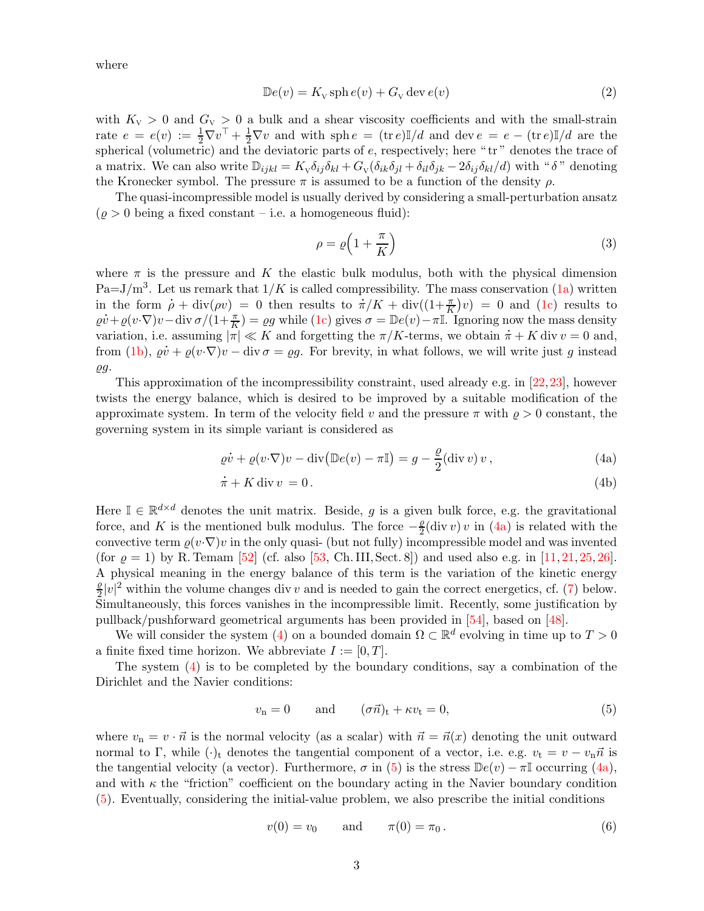where

$$
\mathbb{D}e(v) = K_{\rm V}\,{\rm sph}\,e(v) + G_{\rm V}\,{\rm dev}\,e(v) \tag{2}
$$

with $K_{\rm V} > 0$ and $G_{\rm V} > 0$ a bulk and a shear viscosity coefficients and with the small-strain rate $e = e(v) := \frac{1}{2}\nabla v^\top + \frac{1}{2}\nabla v$ and with ${\rm sph}\,e = ({\rm tr}\,e)\mathbb{I}/d$ and ${\rm dev}\,e = e - ({\rm tr}\,e)\mathbb{I}/d$ are the spherical (volumetric) and the deviatoric parts of $e$, respectively; here "tr" denotes the trace of a matrix. We can also write $\mathbb{D}_{ijkl} = K_{\rm V}\delta_{ij}\delta_{kl} + G_{\rm V}(\delta_{ik}\delta_{jl} + \delta_{il}\delta_{jk} - 2\delta_{ij}\delta_{kl}/d)$ with "$\delta$" denoting the Kronecker symbol. The pressure $\pi$ is assumed to be a function of the density $\rho$.

The quasi-incompressible model is usually derived by considering a small-perturbation ansatz ($\varrho > 0$ being a fixed constant – i.e. a homogeneous fluid):

$$
\rho = \varrho\Big(1 + \frac{\pi}{K}\Big) \tag{3}
$$

where $\pi$ is the pressure and $K$ the elastic bulk modulus, both with the physical dimension Pa=J/m$^3$. Let us remark that $1/K$ is called compressibility. The mass conservation (1a) written in the form $\dot\rho + {\rm div}(\rho v) = 0$ then results to $\dot\pi/K + {\rm div}((1+\frac{\pi}{K})v) = 0$ and (1c) results to $\varrho\dot v + \varrho(v\cdot\nabla)v - {\rm div}\,\sigma/(1+\frac{\pi}{K}) = \varrho g$ while (1c) gives $\sigma = \mathbb{D}e(v) - \pi\mathbb{I}$. Ignoring now the mass density variation, i.e. assuming $|\pi| \ll K$ and forgetting the $\pi/K$-terms, we obtain $\dot\pi + K\,{\rm div}\,v = 0$ and, from (1b), $\varrho\dot v + \varrho(v\cdot\nabla)v - {\rm div}\,\sigma = \varrho g$. For brevity, in what follows, we will write just $g$ instead $\varrho g$.

This approximation of the incompressibility constraint, used already e.g. in [22,23], however twists the energy balance, which is desired to be improved by a suitable modification of the approximate system. In term of the velocity field $v$ and the pressure $\pi$ with $\varrho > 0$ constant, the governing system in its simple variant is considered as

$$
\varrho\dot v + \varrho(v\cdot\nabla)v - {\rm div}\big(\mathbb{D}e(v) - \pi\mathbb{I}\big) = g - \frac{\varrho}{2}({\rm div}\,v)\,v\,, \tag{4a}
$$

$$
\dot\pi + K\,{\rm div}\,v = 0\,. \tag{4b}
$$

Here $\mathbb{I} \in \mathbb{R}^{d\times d}$ denotes the unit matrix. Beside, $g$ is a given bulk force, e.g. the gravitational force, and $K$ is the mentioned bulk modulus. The force $-\frac{\varrho}{2}({\rm div}\,v)\,v$ in (4a) is related with the convective term $\varrho(v\cdot\nabla)v$ in the only quasi- (but not fully) incompressible model and was invented (for $\varrho = 1$) by R. Temam [52] (cf. also [53, Ch. III, Sect. 8]) and used also e.g. in [11,21,25,26]. A physical meaning in the energy balance of this term is the variation of the kinetic energy $\frac{\varrho}{2}|v|^2$ within the volume changes ${\rm div}\,v$ and is needed to gain the correct energetics, cf. (7) below. Simultaneously, this forces vanishes in the incompressible limit. Recently, some justification by pullback/pushforward geometrical arguments has been provided in [54], based on [48].

We will consider the system (4) on a bounded domain $\Omega \subset \mathbb{R}^d$ evolving in time up to $T > 0$ a finite fixed time horizon. We abbreviate $I := [0, T]$.

The system (4) is to be completed by the boundary conditions, say a combination of the Dirichlet and the Navier conditions:

$$
v_{\rm n} = 0 \qquad \text{and} \qquad (\sigma\vec n)_{\rm t} + \kappa v_{\rm t} = 0, \tag{5}
$$

where $v_{\rm n} = v\cdot\vec n$ is the normal velocity (as a scalar) with $\vec n = \vec n(x)$ denoting the unit outward normal to $\Gamma$, while $(\cdot)_{\rm t}$ denotes the tangential component of a vector, i.e. e.g. $v_{\rm t} = v - v_{\rm n}\vec n$ is the tangential velocity (a vector). Furthermore, $\sigma$ in (5) is the stress $\mathbb{D}e(v) - \pi\mathbb{I}$ occurring (4a), and with $\kappa$ the "friction" coefficient on the boundary acting in the Navier boundary condition (5). Eventually, considering the initial-value problem, we also prescribe the initial conditions

$$
v(0) = v_0 \qquad \text{and} \qquad \pi(0) = \pi_0\,. \tag{6}
$$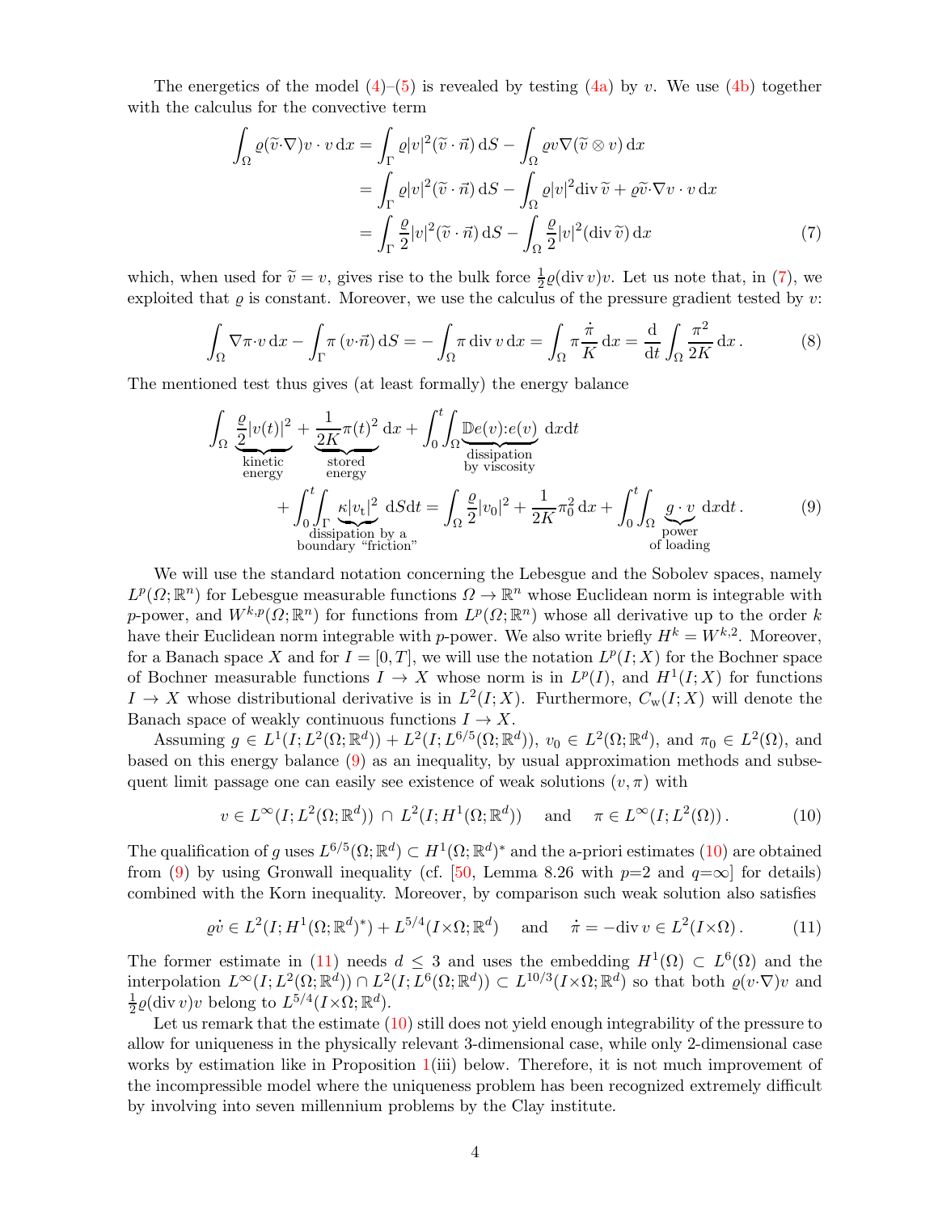The energetics of the model (4)–(5) is revealed by testing (4a) by $v$. We use (4b) together with the calculus for the convective term

$$
\begin{aligned}
\int_\Omega \varrho(\widetilde v\cdot\nabla)v\cdot v\,\mathrm{d}x &= \int_\Gamma \varrho|v|^2(\widetilde v\cdot\vec n)\,\mathrm{d}S - \int_\Omega \varrho v\nabla(\widetilde v\otimes v)\,\mathrm{d}x\\
&= \int_\Gamma \varrho|v|^2(\widetilde v\cdot\vec n)\,\mathrm{d}S - \int_\Omega \varrho|v|^2\mathrm{div}\,\widetilde v + \varrho\widetilde v\cdot\nabla v\cdot v\,\mathrm{d}x\\
&= \int_\Gamma \frac{\varrho}{2}|v|^2(\widetilde v\cdot\vec n)\,\mathrm{d}S - \int_\Omega \frac{\varrho}{2}|v|^2(\mathrm{div}\,\widetilde v)\,\mathrm{d}x
\end{aligned}
\tag{7}
$$

which, when used for $\widetilde v = v$, gives rise to the bulk force $\frac12\varrho(\mathrm{div}\,v)v$. Let us note that, in (7), we exploited that $\varrho$ is constant. Moreover, we use the calculus of the pressure gradient tested by $v$:

$$
\int_\Omega \nabla\pi\cdot v\,\mathrm{d}x - \int_\Gamma \pi\,(v\cdot\vec n)\,\mathrm{d}S = -\int_\Omega \pi\,\mathrm{div}\,v\,\mathrm{d}x = \int_\Omega \pi\frac{\dot\pi}{K}\,\mathrm{d}x = \frac{\mathrm{d}}{\mathrm{d}t}\int_\Omega \frac{\pi^2}{2K}\,\mathrm{d}x\,. \tag{8}
$$

The mentioned test thus gives (at least formally) the energy balance

$$
\begin{aligned}
\int_\Omega \underbrace{\frac{\varrho}{2}|v(t)|^2}_{\substack{\text{kinetic}\\ \text{energy}}} + \underbrace{\frac{1}{2K}\pi(t)^2}_{\substack{\text{stored}\\ \text{energy}}}\,\mathrm{d}x + \int_0^t\!\!\int_\Omega \underbrace{\mathbb{D}e(v):e(v)}_{\substack{\text{dissipation}\\ \text{by viscosity}}}\,\mathrm{d}x\mathrm{d}t\\
+ \int_0^t\!\!\int_\Gamma \underbrace{\kappa|v_\mathrm{t}|^2}_{\substack{\text{dissipation by a}\\ \text{boundary "friction"}}}\,\mathrm{d}S\mathrm{d}t = \int_\Omega \frac{\varrho}{2}|v_0|^2 + \frac{1}{2K}\pi_0^2\,\mathrm{d}x + \int_0^t\!\!\int_\Omega \underbrace{g\cdot v}_{\substack{\text{power}\\ \text{of loading}}}\,\mathrm{d}x\mathrm{d}t\,.
\end{aligned}
\tag{9}
$$

We will use the standard notation concerning the Lebesgue and the Sobolev spaces, namely $L^p(\Omega;\mathbb{R}^n)$ for Lebesgue measurable functions $\Omega\to\mathbb{R}^n$ whose Euclidean norm is integrable with $p$-power, and $W^{k,p}(\Omega;\mathbb{R}^n)$ for functions from $L^p(\Omega;\mathbb{R}^n)$ whose all derivative up to the order $k$ have their Euclidean norm integrable with $p$-power. We also write briefly $H^k = W^{k,2}$. Moreover, for a Banach space $X$ and for $I = [0,T]$, we will use the notation $L^p(I;X)$ for the Bochner space of Bochner measurable functions $I\to X$ whose norm is in $L^p(I)$, and $H^1(I;X)$ for functions $I\to X$ whose distributional derivative is in $L^2(I;X)$. Furthermore, $C_\mathrm{w}(I;X)$ will denote the Banach space of weakly continuous functions $I\to X$.

Assuming $g\in L^1(I;L^2(\Omega;\mathbb{R}^d)) + L^2(I;L^{6/5}(\Omega;\mathbb{R}^d))$, $v_0\in L^2(\Omega;\mathbb{R}^d)$, and $\pi_0\in L^2(\Omega)$, and based on this energy balance (9) as an inequality, by usual approximation methods and subsequent limit passage one can easily see existence of weak solutions $(v,\pi)$ with

$$
v\in L^\infty(I;L^2(\Omega;\mathbb{R}^d))\,\cap\,L^2(I;H^1(\Omega;\mathbb{R}^d)) \quad\text{ and }\quad \pi\in L^\infty(I;L^2(\Omega))\,. \tag{10}
$$

The qualification of $g$ uses $L^{6/5}(\Omega;\mathbb{R}^d)\subset H^1(\Omega;\mathbb{R}^d)^*$ and the a-priori estimates (10) are obtained from (9) by using Gronwall inequality (cf. [50, Lemma 8.26 with $p$=2 and $q$=$\infty$] for details) combined with the Korn inequality. Moreover, by comparison such weak solution also satisfies

$$
\varrho\dot v\in L^2(I;H^1(\Omega;\mathbb{R}^d)^*) + L^{5/4}(I\times\Omega;\mathbb{R}^d) \quad\text{ and }\quad \dot\pi = -\mathrm{div}\,v\in L^2(I\times\Omega)\,. \tag{11}
$$

The former estimate in (11) needs $d\le 3$ and uses the embedding $H^1(\Omega)\subset L^6(\Omega)$ and the interpolation $L^\infty(I;L^2(\Omega;\mathbb{R}^d))\cap L^2(I;L^6(\Omega;\mathbb{R}^d))\subset L^{10/3}(I\times\Omega;\mathbb{R}^d)$ so that both $\varrho(v\cdot\nabla)v$ and $\frac12\varrho(\mathrm{div}\,v)v$ belong to $L^{5/4}(I\times\Omega;\mathbb{R}^d)$.

Let us remark that the estimate (10) still does not yield enough integrability of the pressure to allow for uniqueness in the physically relevant 3-dimensional case, while only 2-dimensional case works by estimation like in Proposition 1(iii) below. Therefore, it is not much improvement of the incompressible model where the uniqueness problem has been recognized extremely difficult by involving into seven millennium problems by the Clay institute.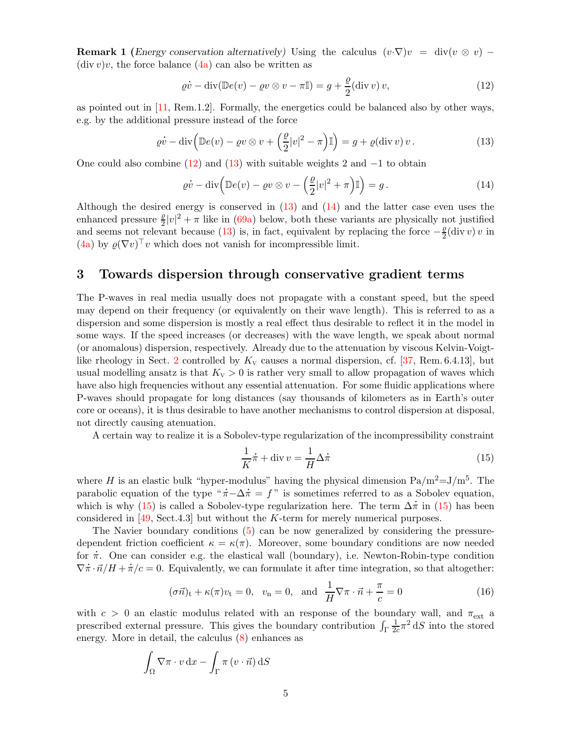**Remark 1** (*Energy conservation alternatively*) Using the calculus $(v\cdot\nabla)v = \operatorname{div}(v\otimes v) - (\operatorname{div} v)v$, the force balance (4a) can also be written as

$$\varrho\dot v - \operatorname{div}(\mathbb{D}e(v) - \varrho v\otimes v - \pi\mathbb{I}) = g + \frac{\varrho}{2}(\operatorname{div} v)\, v, \tag{12}$$

as pointed out in [11, Rem.1.2]. Formally, the energetics could be balanced also by other ways, e.g. by the additional pressure instead of the force

$$\varrho\dot v - \operatorname{div}\Big(\mathbb{D}e(v) - \varrho v\otimes v + \Big(\frac{\varrho}{2}|v|^2 - \pi\Big)\mathbb{I}\Big) = g + \varrho(\operatorname{div} v)\, v\,. \tag{13}$$

One could also combine (12) and (13) with suitable weights 2 and $-1$ to obtain

$$\varrho\dot v - \operatorname{div}\Big(\mathbb{D}e(v) - \varrho v\otimes v - \Big(\frac{\varrho}{2}|v|^2 + \pi\Big)\mathbb{I}\Big) = g\,. \tag{14}$$

Although the desired energy is conserved in (13) and (14) and the latter case even uses the enhanced pressure $\frac{\varrho}{2}|v|^2 + \pi$ like in (69a) below, both these variants are physically not justified and seems not relevant because (13) is, in fact, equivalent by replacing the force $-\frac{\varrho}{2}(\operatorname{div} v)\, v$ in (4a) by $\varrho(\nabla v)^\top v$ which does not vanish for incompressible limit.

## 3 Towards dispersion through conservative gradient terms

The P-waves in real media usually does not propagate with a constant speed, but the speed may depend on their frequency (or equivalently on their wave length). This is referred to as a dispersion and some dispersion is mostly a real effect thus desirable to reflect it in the model in some ways. If the speed increases (or decreases) with the wave length, we speak about normal (or anomalous) dispersion, respectively. Already due to the attenuation by viscous Kelvin-Voigt-like rheology in Sect. 2 controlled by $K_{\rm V}$ causes a normal dispersion, cf. [37, Rem. 6.4.13], but usual modelling ansatz is that $K_{\rm V} > 0$ is rather very small to allow propagation of waves which have also high frequencies without any essential attenuation. For some fluidic applications where P-waves should propagate for long distances (say thousands of kilometers as in Earth's outer core or oceans), it is thus desirable to have another mechanisms to control dispersion at disposal, not directly causing atenuation.

A certain way to realize it is a Sobolev-type regularization of the incompressibility constraint

$$\frac{1}{K}\dot\pi + \operatorname{div} v = \frac{1}{H}\Delta\dot\pi \tag{15}$$

where $H$ is an elastic bulk "hyper-modulus" having the physical dimension Pa/m$^2$=J/m$^5$. The parabolic equation of the type "$\dot\pi - \Delta\dot\pi = f$" is sometimes referred to as a Sobolev equation, which is why (15) is called a Sobolev-type regularization here. The term $\Delta\dot\pi$ in (15) has been considered in [49, Sect.4.3] but without the $K$-term for merely numerical purposes.

The Navier boundary conditions (5) can be now generalized by considering the pressure-dependent friction coefficient $\kappa = \kappa(\pi)$. Moreover, some boundary conditions are now needed for $\dot\pi$. One can consider e.g. the elastical wall (boundary), i.e. Newton-Robin-type condition $\nabla\dot\pi\cdot\vec n/H + \dot\pi/c = 0$. Equivalently, we can formulate it after time integration, so that altogether:

$$(\sigma\vec n)_{\rm t} + \kappa(\pi)v_{\rm t} = 0, \quad v_{\rm n} = 0, \quad \text{and} \quad \frac{1}{H}\nabla\pi\cdot\vec n + \frac{\pi}{c} = 0 \tag{16}$$

with $c > 0$ an elastic modulus related with an response of the boundary wall, and $\pi_{\rm ext}$ a prescribed external pressure. This gives the boundary contribution $\int_\Gamma \frac{1}{2c}\pi^2\,{\rm d}S$ into the stored energy. More in detail, the calculus (8) enhances as

$$\int_\Omega \nabla\pi\cdot v\,{\rm d}x - \int_\Gamma \pi\,(v\cdot\vec n)\,{\rm d}S$$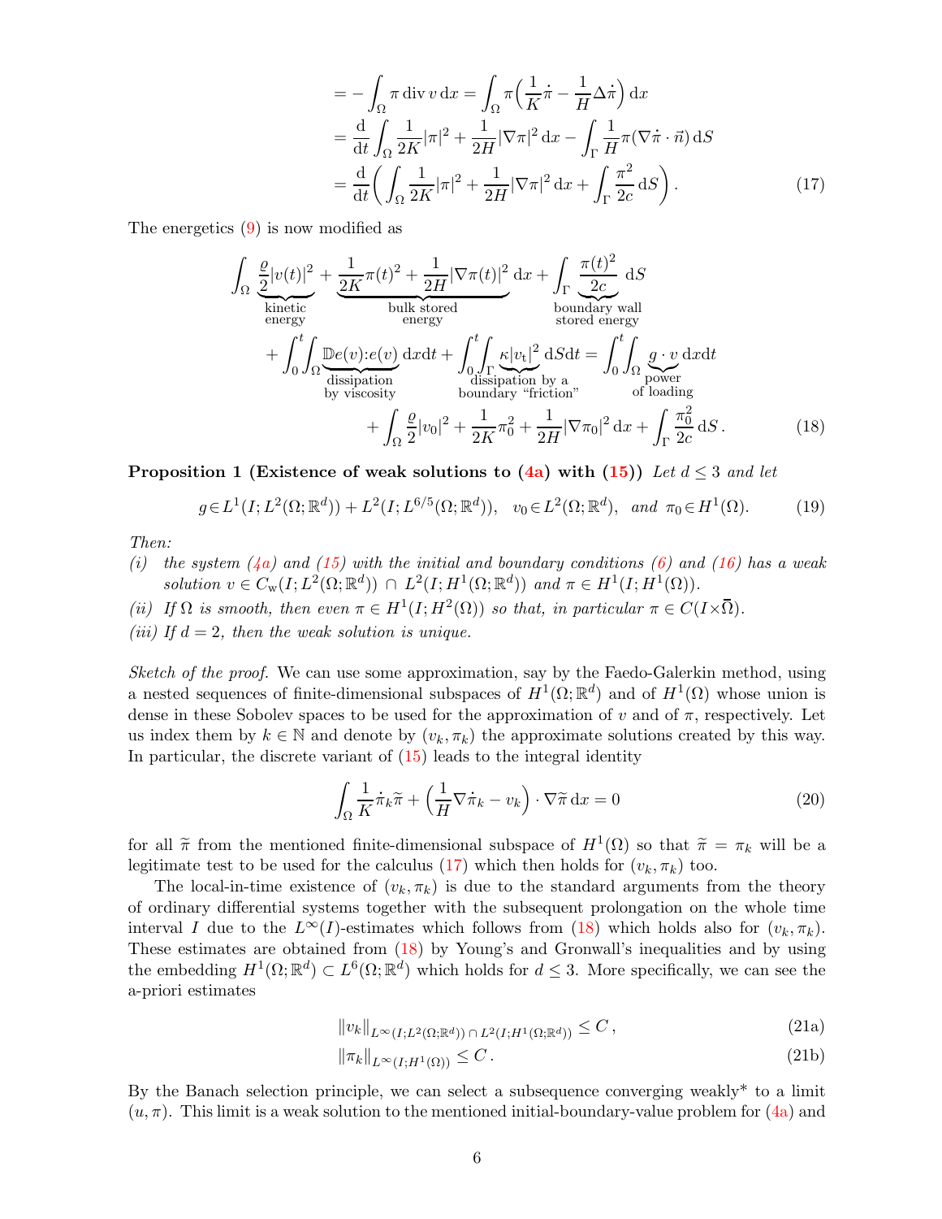$$
\begin{aligned}
&= -\int_\Omega \pi \,\mathrm{div}\, v \,\mathrm{d}x = \int_\Omega \pi\Big(\frac{1}{K}\dot\pi - \frac{1}{H}\Delta\dot\pi\Big)\,\mathrm{d}x \\
&= \frac{\mathrm{d}}{\mathrm{d}t}\int_\Omega \frac{1}{2K}|\pi|^2 + \frac{1}{2H}|\nabla\pi|^2\,\mathrm{d}x - \int_\Gamma \frac{1}{H}\pi(\nabla\dot\pi\cdot\vec n)\,\mathrm{d}S \\
&= \frac{\mathrm{d}}{\mathrm{d}t}\bigg(\int_\Omega \frac{1}{2K}|\pi|^2 + \frac{1}{2H}|\nabla\pi|^2\,\mathrm{d}x + \int_\Gamma \frac{\pi^2}{2c}\,\mathrm{d}S\bigg). \qquad (17)
\end{aligned}
$$

The energetics (9) is now modified as

$$
\begin{aligned}
&\int_\Omega \underbrace{\frac{\varrho}{2}|v(t)|^2}_{\substack{\text{kinetic}\\\text{energy}}} + \underbrace{\frac{1}{2K}\pi(t)^2 + \frac{1}{2H}|\nabla\pi(t)|^2}_{\substack{\text{bulk stored}\\\text{energy}}}\,\mathrm{d}x + \int_\Gamma \underbrace{\frac{\pi(t)^2}{2c}}_{\substack{\text{boundary wall}\\\text{stored energy}}}\,\mathrm{d}S \\
&\quad + \int_0^t\!\!\int_\Omega \underbrace{\mathbb{D}e(v){:}e(v)}_{\substack{\text{dissipation}\\\text{by viscosity}}}\,\mathrm{d}x\mathrm{d}t + \int_0^t\!\!\int_\Gamma \underbrace{\kappa|v_\mathrm{t}|^2}_{\substack{\text{dissipation by a}\\\text{boundary ``friction''}}}\,\mathrm{d}S\mathrm{d}t = \int_0^t\!\!\int_\Omega \underbrace{g\cdot v}_{\substack{\text{power}\\\text{of loading}}}\,\mathrm{d}x\mathrm{d}t \\
&\qquad\qquad + \int_\Omega \frac{\varrho}{2}|v_0|^2 + \frac{1}{2K}\pi_0^2 + \frac{1}{2H}|\nabla\pi_0|^2\,\mathrm{d}x + \int_\Gamma \frac{\pi_0^2}{2c}\,\mathrm{d}S. \qquad (18)
\end{aligned}
$$

**Proposition 1 (Existence of weak solutions to (4a) with (15))** *Let $d\le 3$ and let*

$$
g\in L^1(I;L^2(\Omega;\mathbb{R}^d)) + L^2(I;L^{6/5}(\Omega;\mathbb{R}^d)),\quad v_0\in L^2(\Omega;\mathbb{R}^d),\ \text{ and }\ \pi_0\in H^1(\Omega). \qquad (19)
$$

*Then:*

*(i) the system (4a) and (15) with the initial and boundary conditions (6) and (16) has a weak solution $v\in C_\mathrm{w}(I;L^2(\Omega;\mathbb{R}^d))\cap L^2(I;H^1(\Omega;\mathbb{R}^d))$ and $\pi\in H^1(I;H^1(\Omega))$.*

*(ii) If $\Omega$ is smooth, then even $\pi\in H^1(I;H^2(\Omega))$ so that, in particular $\pi\in C(I{\times}\overline\Omega)$.*

*(iii) If $d=2$, then the weak solution is unique.*

*Sketch of the proof.* We can use some approximation, say by the Faedo-Galerkin method, using a nested sequences of finite-dimensional subspaces of $H^1(\Omega;\mathbb{R}^d)$ and of $H^1(\Omega)$ whose union is dense in these Sobolev spaces to be used for the approximation of $v$ and of $\pi$, respectively. Let us index them by $k\in\mathbb{N}$ and denote by $(v_k,\pi_k)$ the approximate solutions created by this way. In particular, the discrete variant of (15) leads to the integral identity

$$
\int_\Omega \frac{1}{K}\dot\pi_k\widetilde\pi + \Big(\frac{1}{H}\nabla\dot\pi_k - v_k\Big)\cdot\nabla\widetilde\pi\,\mathrm{d}x = 0 \qquad (20)
$$

for all $\widetilde\pi$ from the mentioned finite-dimensional subspace of $H^1(\Omega)$ so that $\widetilde\pi=\pi_k$ will be a legitimate test to be used for the calculus (17) which then holds for $(v_k,\pi_k)$ too.

The local-in-time existence of $(v_k,\pi_k)$ is due to the standard arguments from the theory of ordinary differential systems together with the subsequent prolongation on the whole time interval $I$ due to the $L^\infty(I)$-estimates which follows from (18) which holds also for $(v_k,\pi_k)$. These estimates are obtained from (18) by Young's and Gronwall's inequalities and by using the embedding $H^1(\Omega;\mathbb{R}^d)\subset L^6(\Omega;\mathbb{R}^d)$ which holds for $d\le 3$. More specifically, we can see the a-priori estimates

$$
\|v_k\|_{L^\infty(I;L^2(\Omega;\mathbb{R}^d))\,\cap\,L^2(I;H^1(\Omega;\mathbb{R}^d))} \le C, \qquad (21a)
$$

$$
\|\pi_k\|_{L^\infty(I;H^1(\Omega))} \le C. \qquad (21b)
$$

By the Banach selection principle, we can select a subsequence converging weakly* to a limit $(u,\pi)$. This limit is a weak solution to the mentioned initial-boundary-value problem for (4a) and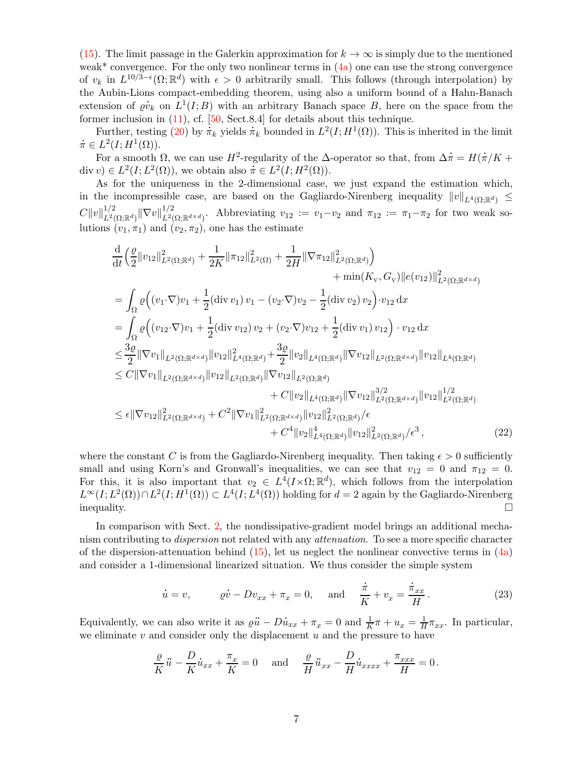(15). The limit passage in the Galerkin approximation for $k\to\infty$ is simply due to the mentioned weak* convergence. For the only two nonlinear terms in (4a) one can use the strong convergence of $v_k$ in $L^{10/3-\epsilon}(\Omega;\mathbb{R}^d)$ with $\epsilon>0$ arbitrarily small. This follows (through interpolation) by the Aubin-Lions compact-embedding theorem, using also a uniform bound of a Hahn-Banach extension of $\varrho\dot v_k$ on $L^1(I;B)$ with an arbitrary Banach space $B$, here on the space from the former inclusion in (11), cf. [50, Sect.8.4] for details about this technique.

Further, testing (20) by $\dot\pi_k$ yields $\dot\pi_k$ bounded in $L^2(I;H^1(\Omega))$. This is inherited in the limit $\dot\pi\in L^2(I;H^1(\Omega))$.

For a smooth $\Omega$, we can use $H^2$-regularity of the $\Delta$-operator so that, from $\Delta\dot\pi = H(\dot\pi/K+\operatorname{div} v)\in L^2(I;L^2(\Omega))$, we obtain also $\dot\pi\in L^2(I;H^2(\Omega))$.

As for the uniqueness in the 2-dimensional case, we just expand the estimation which, in the incompressible case, are based on the Gagliardo-Nirenberg inequality $\|v\|_{L^4(\Omega;\mathbb{R}^d)}\le C\|v\|^{1/2}_{L^2(\Omega;\mathbb{R}^d)}\|\nabla v\|^{1/2}_{L^2(\Omega;\mathbb{R}^{d\times d})}$. Abbreviating $v_{12}:=v_1-v_2$ and $\pi_{12}:=\pi_1-\pi_2$ for two weak solutions $(v_1,\pi_1)$ and $(v_2,\pi_2)$, one has the estimate

$$
\begin{aligned}
&\frac{\mathrm{d}}{\mathrm{d}t}\Big(\frac{\varrho}{2}\|v_{12}\|^2_{L^2(\Omega;\mathbb{R}^d)}+\frac{1}{2K}\|\pi_{12}\|^2_{L^2(\Omega)}+\frac{1}{2H}\|\nabla\pi_{12}\|^2_{L^2(\Omega;\mathbb{R}^d)}\Big)\\
&\qquad\qquad\qquad\qquad\qquad\qquad+\min(K_{\rm V},G_{\rm V})\|e(v_{12})\|^2_{L^2(\Omega;\mathbb{R}^{d\times d})}\\
&=\int_\Omega\varrho\Big((v_1{\cdot}\nabla)v_1+\frac12(\operatorname{div}v_1)\,v_1-(v_2{\cdot}\nabla)v_2-\frac12(\operatorname{div}v_2)\,v_2\Big){\cdot}v_{12}\,\mathrm{d}x\\
&=\int_\Omega\varrho\Big((v_{12}{\cdot}\nabla)v_1+\frac12(\operatorname{div}v_{12})\,v_2+(v_2{\cdot}\nabla)v_{12}+\frac12(\operatorname{div}v_1)\,v_{12}\Big)\cdot v_{12}\,\mathrm{d}x\\
&\le\frac{3\varrho}{2}\|\nabla v_1\|_{L^2(\Omega;\mathbb{R}^{d\times d})}\|v_{12}\|^2_{L^4(\Omega;\mathbb{R}^d)}+\frac{3\varrho}{2}\|v_2\|_{L^4(\Omega;\mathbb{R}^d)}\|\nabla v_{12}\|_{L^2(\Omega;\mathbb{R}^{d\times d})}\|v_{12}\|_{L^4(\Omega;\mathbb{R}^d)}\\
&\le C\|\nabla v_1\|_{L^2(\Omega;\mathbb{R}^{d\times d})}\|v_{12}\|_{L^2(\Omega;\mathbb{R}^d)}\|\nabla v_{12}\|_{L^2(\Omega;\mathbb{R}^d)}\\
&\qquad\qquad\qquad\qquad+C\|v_2\|_{L^4(\Omega;\mathbb{R}^d)}\|\nabla v_{12}\|^{3/2}_{L^2(\Omega;\mathbb{R}^{d\times d})}\|v_{12}\|^{1/2}_{L^2(\Omega;\mathbb{R}^d)}\\
&\le\epsilon\|\nabla v_{12}\|^2_{L^2(\Omega;\mathbb{R}^{d\times d})}+C^2\|\nabla v_1\|^2_{L^2(\Omega;\mathbb{R}^{d\times d})}\|v_{12}\|^2_{L^2(\Omega;\mathbb{R}^d)}/\epsilon\\
&\qquad\qquad\qquad\qquad+C^4\|v_2\|^4_{L^4(\Omega;\mathbb{R}^d)}\|v_{12}\|^2_{L^2(\Omega;\mathbb{R}^d)}/\epsilon^3\,,
\end{aligned}
\tag{22}
$$

where the constant $C$ is from the Gagliardo-Nirenberg inequality. Then taking $\epsilon>0$ sufficiently small and using Korn's and Gronwall's inequalities, we can see that $v_{12}=0$ and $\pi_{12}=0$. For this, it is also important that $v_2\in L^4(I{\times}\Omega;\mathbb{R}^d)$, which follows from the interpolation $L^\infty(I;L^2(\Omega))\cap L^2(I;H^1(\Omega))\subset L^4(I;L^4(\Omega))$ holding for $d=2$ again by the Gagliardo-Nirenberg inequality. $\square$

In comparison with Sect. 2, the nondissipative-gradient model brings an additional mechanism contributing to *dispersion* not related with any *attenuation*. To see a more specific character of the dispersion-attenuation behind (15), let us neglect the nonlinear convective terms in (4a) and consider a 1-dimensional linearized situation. We thus consider the simple system

$$
\dot u=v,\qquad \varrho\dot v-Dv_{xx}+\pi_x=0,\quad\text{ and }\quad\frac{\dot\pi}{K}+v_x=\frac{\dot\pi_{xx}}{H}\,. \tag{23}
$$

Equivalently, we can also write it as $\varrho\ddot u-D\dot u_{xx}+\pi_x=0$ and $\frac1K\pi+u_x=\frac1H\pi_{xx}$. In particular, we eliminate $v$ and consider only the displacement $u$ and the pressure to have

$$
\frac{\varrho}{K}\ddot u-\frac{D}{K}\dot u_{xx}+\frac{\pi_x}{K}=0\quad\text{ and }\quad\frac{\varrho}{H}\ddot u_{xx}-\frac{D}{H}\dot u_{xxxx}+\frac{\pi_{xxx}}{H}=0\,.
$$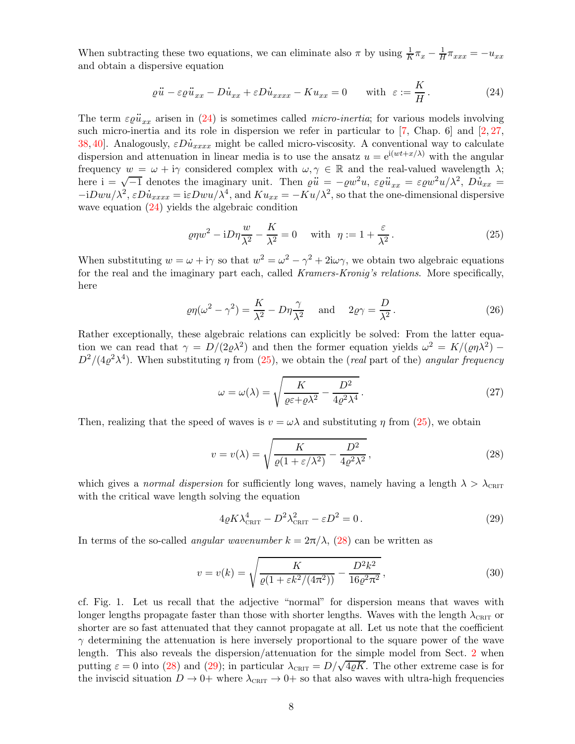When subtracting these two equations, we can eliminate also $\pi$ by using $\frac{1}{K}\pi_x - \frac{1}{H}\pi_{xxx} = -u_{xx}$ and obtain a dispersive equation

$$\varrho\ddot{u} - \varepsilon\varrho\ddot{u}_{xx} - D\dot{u}_{xx} + \varepsilon D\dot{u}_{xxxx} - Ku_{xx} = 0 \qquad \text{with } \ \varepsilon := \frac{K}{H}\,. \tag{24}$$

The term $\varepsilon\varrho\ddot{u}_{xx}$ arisen in (24) is sometimes called *micro-inertia*; for various models involving such micro-inertia and its role in dispersion we refer in particular to [7, Chap. 6] and [2, 27, 38, 40]. Analogously, $\varepsilon D\dot{u}_{xxxx}$ might be called micro-viscosity. A conventional way to calculate dispersion and attenuation in linear media is to use the ansatz $u = e^{i(wt + x/\lambda)}$ with the angular frequency $w = \omega + i\gamma$ considered complex with $\omega, \gamma \in \mathbb{R}$ and the real-valued wavelength $\lambda$; here $i = \sqrt{-1}$ denotes the imaginary unit. Then $\varrho\ddot{u} = -\varrho w^2 u$, $\varepsilon\varrho\ddot{u}_{xx} = \varepsilon\varrho w^2 u/\lambda^2$, $D\dot{u}_{xx} = -iDwu/\lambda^2$, $\varepsilon D\dot{u}_{xxxx} = i\varepsilon Dwu/\lambda^4$, and $Ku_{xx} = -Ku/\lambda^2$, so that the one-dimensional dispersive wave equation (24) yields the algebraic condition

$$\varrho\eta w^2 - iD\eta\frac{w}{\lambda^2} - \frac{K}{\lambda^2} = 0 \quad \text{ with } \ \eta := 1 + \frac{\varepsilon}{\lambda^2}\,. \tag{25}$$

When substituting $w = \omega + i\gamma$ so that $w^2 = \omega^2 - \gamma^2 + 2i\omega\gamma$, we obtain two algebraic equations for the real and the imaginary part each, called *Kramers-Kronig's relations*. More specifically, here

$$\varrho\eta(\omega^2 - \gamma^2) = \frac{K}{\lambda^2} - D\eta\frac{\gamma}{\lambda^2} \quad \text{ and } \quad 2\varrho\gamma = \frac{D}{\lambda^2}\,. \tag{26}$$

Rather exceptionally, these algebraic relations can explicitly be solved: From the latter equation we can read that $\gamma = D/(2\varrho\lambda^2)$ and then the former equation yields $\omega^2 = K/(\varrho\eta\lambda^2) - D^2/(4\varrho^2\lambda^4)$. When substituting $\eta$ from (25), we obtain the (*real* part of the) *angular frequency*

$$\omega = \omega(\lambda) = \sqrt{\frac{K}{\varrho\varepsilon + \varrho\lambda^2} - \frac{D^2}{4\varrho^2\lambda^4}}\,. \tag{27}$$

Then, realizing that the speed of waves is $v = \omega\lambda$ and substituting $\eta$ from (25), we obtain

$$v = v(\lambda) = \sqrt{\frac{K}{\varrho(1 + \varepsilon/\lambda^2)} - \frac{D^2}{4\varrho^2\lambda^2}}\,, \tag{28}$$

which gives a *normal dispersion* for sufficiently long waves, namely having a length $\lambda > \lambda_{\text{CRIT}}$ with the critical wave length solving the equation

$$4\varrho K\lambda_{\text{CRIT}}^4 - D^2\lambda_{\text{CRIT}}^2 - \varepsilon D^2 = 0\,. \tag{29}$$

In terms of the so-called *angular wavenumber* $k = 2\pi/\lambda$, (28) can be written as

$$v = v(k) = \sqrt{\frac{K}{\varrho(1 + \varepsilon k^2/(4\pi^2))} - \frac{D^2 k^2}{16\varrho^2\pi^2}}\,, \tag{30}$$

cf. Fig. 1. Let us recall that the adjective "normal" for dispersion means that waves with longer lengths propagate faster than those with shorter lengths. Waves with the length $\lambda_{\text{CRIT}}$ or shorter are so fast attenuated that they cannot propagate at all. Let us note that the coefficient $\gamma$ determining the attenuation is here inversely proportional to the square power of the wave length. This also reveals the dispersion/attenuation for the simple model from Sect. 2 when putting $\varepsilon = 0$ into (28) and (29); in particular $\lambda_{\text{CRIT}} = D/\sqrt{4\varrho K}$. The other extreme case is for the inviscid situation $D \to 0+$ where $\lambda_{\text{CRIT}} \to 0+$ so that also waves with ultra-high frequencies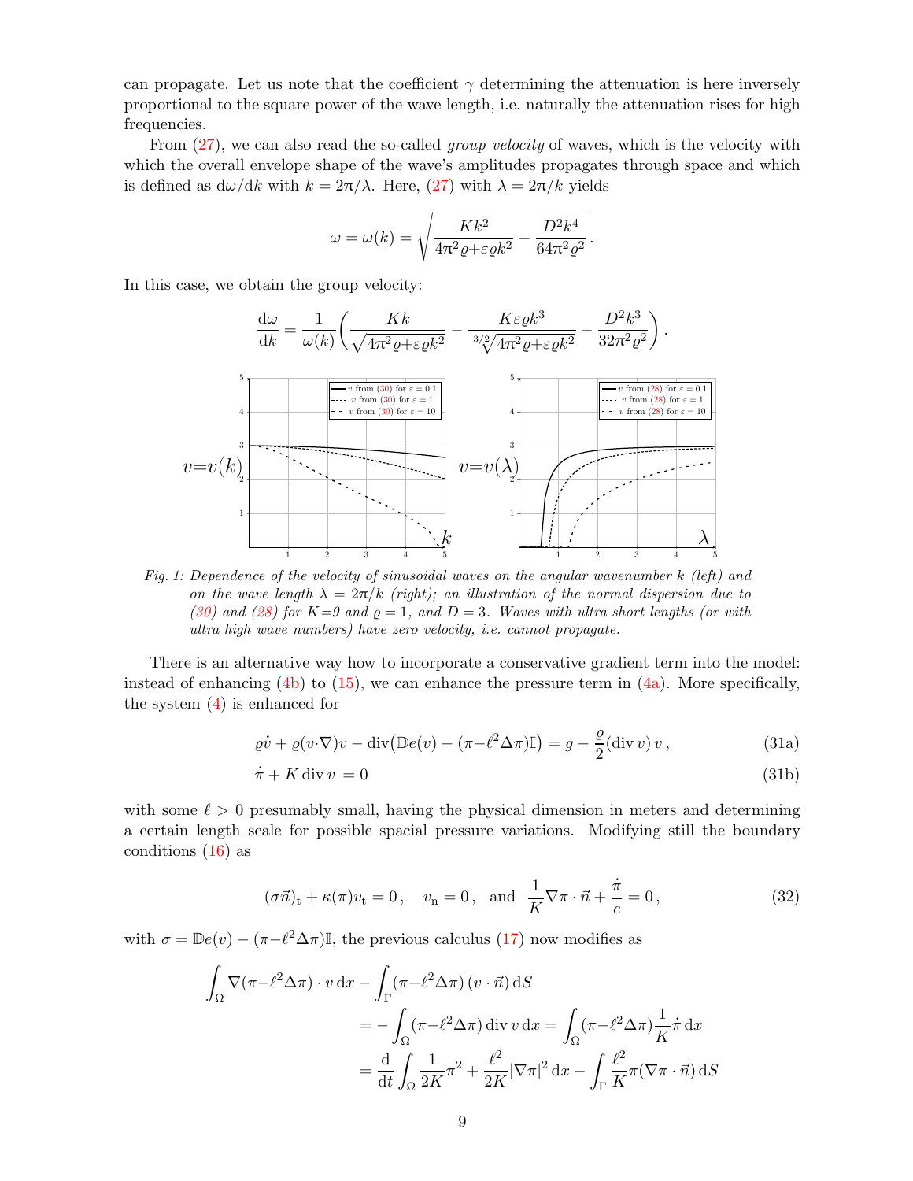can propagate. Let us note that the coefficient $\gamma$ determining the attenuation is here inversely proportional to the square power of the wave length, i.e. naturally the attenuation rises for high frequencies.

From (27), we can also read the so-called *group velocity* of waves, which is the velocity with which the overall envelope shape of the wave's amplitudes propagates through space and which is defined as $\mathrm{d}\omega/\mathrm{d}k$ with $k = 2\pi/\lambda$. Here, (27) with $\lambda = 2\pi/k$ yields

$$\omega = \omega(k) = \sqrt{\frac{Kk^2}{4\pi^2\varrho{+}\varepsilon\varrho k^2} - \frac{D^2k^4}{64\pi^2\varrho^2}}\,.$$

In this case, we obtain the group velocity:

$$\frac{\mathrm{d}\omega}{\mathrm{d}k} = \frac{1}{\omega(k)}\bigg(\frac{Kk}{\sqrt{4\pi^2\varrho{+}\varepsilon\varrho k^2}} - \frac{K\varepsilon\varrho k^3}{\sqrt[3/2]{4\pi^2\varrho{+}\varepsilon\varrho k^2}} - \frac{D^2k^3}{32\pi^2\varrho^2}\bigg)\,.$$

*Fig. 1: Dependence of the velocity of sinusoidal waves on the angular wavenumber $k$ (left) and on the wave length $\lambda = 2\pi/k$ (right); an illustration of the normal dispersion due to (30) and (28) for $K{=}9$ and $\varrho = 1$, and $D = 3$. Waves with ultra short lengths (or with ultra high wave numbers) have zero velocity, i.e. cannot propagate.*

There is an alternative way how to incorporate a conservative gradient term into the model: instead of enhancing (4b) to (15), we can enhance the pressure term in (4a). More specifically, the system (4) is enhanced for

$$\varrho\dot{v} + \varrho(v{\cdot}\nabla)v - \mathrm{div}\big(\mathbb{D}e(v) - (\pi{-}\ell^2\Delta\pi)\mathbb{I}\big) = g - \frac{\varrho}{2}(\mathrm{div}\,v)\,v\,, \tag{31a}$$

$$\dot{\pi} + K\,\mathrm{div}\,v\, = 0 \tag{31b}$$

with some $\ell > 0$ presumably small, having the physical dimension in meters and determining a certain length scale for possible spacial pressure variations. Modifying still the boundary conditions (16) as

$$(\sigma\vec{n})_\mathrm{t} + \kappa(\pi)v_\mathrm{t} = 0\,, \quad v_\mathrm{n} = 0\,, \ \text{ and } \ \frac{1}{K}\nabla\pi\cdot\vec{n} + \frac{\dot{\pi}}{c} = 0\,, \tag{32}$$

with $\sigma = \mathbb{D}e(v) - (\pi{-}\ell^2\Delta\pi)\mathbb{I}$, the previous calculus (17) now modifies as

$$\begin{aligned}\int_\Omega \nabla(\pi{-}\ell^2\Delta\pi)\cdot v\,\mathrm{d}x - \int_\Gamma (\pi{-}\ell^2\Delta\pi)\,(v\cdot\vec{n})\,\mathrm{d}S \qquad&\\ = -\int_\Omega (\pi{-}\ell^2\Delta\pi)\,\mathrm{div}\,v\,\mathrm{d}x &= \int_\Omega (\pi{-}\ell^2\Delta\pi)\frac{1}{K}\dot{\pi}\,\mathrm{d}x\\ &= \frac{\mathrm{d}}{\mathrm{d}t}\int_\Omega \frac{1}{2K}\pi^2 + \frac{\ell^2}{2K}|\nabla\pi|^2\,\mathrm{d}x - \int_\Gamma \frac{\ell^2}{K}\pi(\nabla\pi\cdot\vec{n})\,\mathrm{d}S\end{aligned}$$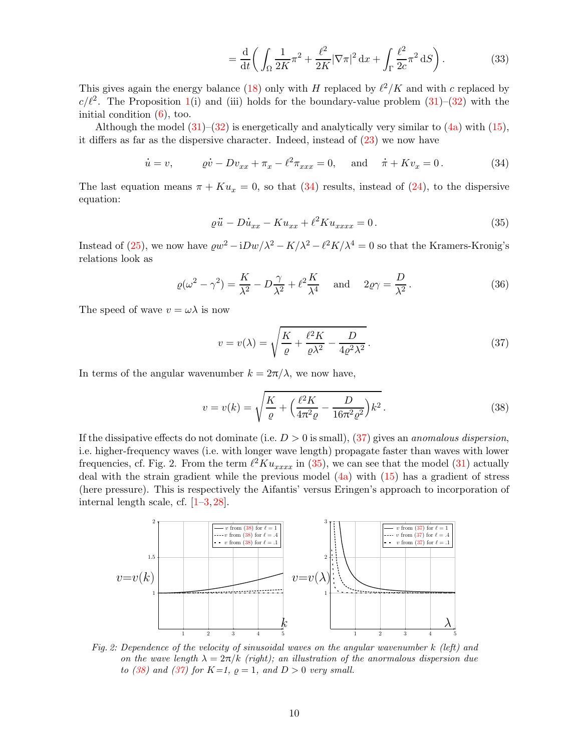$$= \frac{\mathrm{d}}{\mathrm{d}t}\bigg(\int_\Omega \frac{1}{2K}\pi^2 + \frac{\ell^2}{2K}|\nabla\pi|^2\,\mathrm{d}x + \int_\Gamma \frac{\ell^2}{2c}\pi^2\,\mathrm{d}S\bigg)\,. \tag{33}$$

This gives again the energy balance (18) only with $H$ replaced by $\ell^2/K$ and with $c$ replaced by $c/\ell^2$. The Proposition 1(i) and (iii) holds for the boundary-value problem (31)–(32) with the initial condition (6), too.

Although the model (31)–(32) is energetically and analytically very similar to (4a) with (15), it differs as far as the dispersive character. Indeed, instead of (23) we now have

$$\dot u = v, \qquad \varrho\dot v - Dv_{xx} + \pi_x - \ell^2\pi_{xxx} = 0, \quad \text{ and } \quad \dot\pi + Kv_x = 0\,. \tag{34}$$

The last equation means $\pi + Ku_x = 0$, so that (34) results, instead of (24), to the dispersive equation:

$$\varrho\ddot u - D\dot u_{xx} - Ku_{xx} + \ell^2 Ku_{xxxx} = 0\,. \tag{35}$$

Instead of (25), we now have $\varrho w^2 - \mathrm{i}Dw/\lambda^2 - K/\lambda^2 - \ell^2K/\lambda^4 = 0$ so that the Kramers-Kronig's relations look as

$$\varrho(\omega^2-\gamma^2) = \frac{K}{\lambda^2} - D\frac{\gamma}{\lambda^2} + \ell^2\frac{K}{\lambda^4} \quad \text{ and } \quad 2\varrho\gamma = \frac{D}{\lambda^2}\,. \tag{36}$$

The speed of wave $v = \omega\lambda$ is now

$$v = v(\lambda) = \sqrt{\frac{K}{\varrho} + \frac{\ell^2K}{\varrho\lambda^2} - \frac{D}{4\varrho^2\lambda^2}}\,. \tag{37}$$

In terms of the angular wavenumber $k = 2\pi/\lambda$, we now have,

$$v = v(k) = \sqrt{\frac{K}{\varrho} + \Big(\frac{\ell^2K}{4\pi^2\varrho} - \frac{D}{16\pi^2\varrho^2}\Big)k^2}\,. \tag{38}$$

If the dissipative effects do not dominate (i.e. $D > 0$ is small), (37) gives an *anomalous dispersion*, i.e. higher-frequency waves (i.e. with longer wave length) propagate faster than waves with lower frequencies, cf. Fig. 2. From the term $\ell^2Ku_{xxxx}$ in (35), we can see that the model (31) actually deal with the strain gradient while the previous model (4a) with (15) has a gradient of stress (here pressure). This is respectively the Aifantis' versus Eringen's approach to incorporation of internal length scale, cf. [1–3, 28].

*Fig. 2: Dependence of the velocity of sinusoidal waves on the angular wavenumber $k$ (left) and on the wave length $\lambda = 2\pi/k$ (right); an illustration of the anormalous dispersion due to (38) and (37) for $K$=1, $\varrho$ = 1, and $D > 0$ very small.*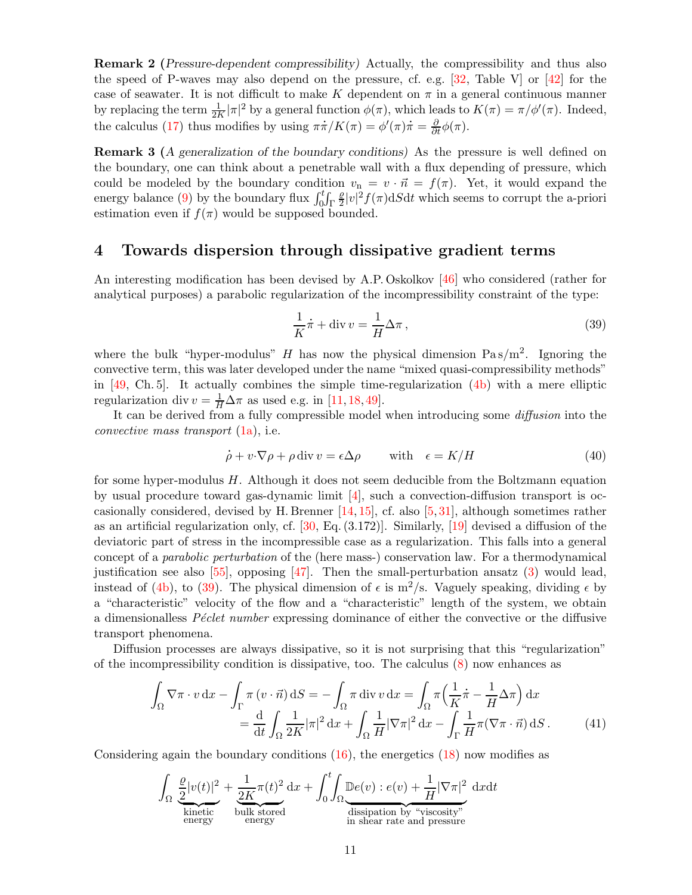**Remark 2** (*Pressure-dependent compressibility*) Actually, the compressibility and thus also the speed of P-waves may also depend on the pressure, cf. e.g. [32, Table V] or [42] for the case of seawater. It is not difficult to make $K$ dependent on $\pi$ in a general continuous manner by replacing the term $\frac{1}{2K}|\pi|^2$ by a general function $\phi(\pi)$, which leads to $K(\pi) = \pi/\phi'(\pi)$. Indeed, the calculus (17) thus modifies by using $\pi\dot{\pi}/K(\pi) = \phi'(\pi)\dot{\pi} = \frac{\partial}{\partial t}\phi(\pi)$.

**Remark 3** (*A generalization of the boundary conditions*) As the pressure is well defined on the boundary, one can think about a penetrable wall with a flux depending of pressure, which could be modeled by the boundary condition $v_{\rm n} = v \cdot \vec{n} = f(\pi)$. Yet, it would expand the energy balance (9) by the boundary flux $\int_0^t\!\int_\Gamma \frac{\varrho}{2}|v|^2 f(\pi)\,{\rm d}S{\rm d}t$ which seems to corrupt the a-priori estimation even if $f(\pi)$ would be supposed bounded.

## 4 Towards dispersion through dissipative gradient terms

An interesting modification has been devised by A.P. Oskolkov [46] who considered (rather for analytical purposes) a parabolic regularization of the incompressibility constraint of the type:

$$\frac{1}{K}\dot{\pi} + {\rm div}\, v = \frac{1}{H}\Delta\pi\,, \tag{39}$$

where the bulk "hyper-modulus" $H$ has now the physical dimension ${\rm Pa\,s/m^2}$. Ignoring the convective term, this was later developed under the name "mixed quasi-compressibility methods" in [49, Ch. 5]. It actually combines the simple time-regularization (4b) with a mere elliptic regularization ${\rm div}\, v = \frac{1}{H}\Delta\pi$ as used e.g. in [11, 18, 49].

It can be derived from a fully compressible model when introducing some *diffusion* into the *convective mass transport* (1a), i.e.

$$\dot{\rho} + v\!\cdot\!\nabla\rho + \rho\,{\rm div}\, v = \epsilon\Delta\rho \qquad \text{with} \quad \epsilon = K/H \tag{40}$$

for some hyper-modulus $H$. Although it does not seem deducible from the Boltzmann equation by usual procedure toward gas-dynamic limit [4], such a convection-diffusion transport is occasionally considered, devised by H. Brenner [14, 15], cf. also [5, 31], although sometimes rather as an artificial regularization only, cf. [30, Eq. (3.172)]. Similarly, [19] devised a diffusion of the deviatoric part of stress in the incompressible case as a regularization. This falls into a general concept of a *parabolic perturbation* of the (here mass-) conservation law. For a thermodynamical justification see also [55], opposing [47]. Then the small-perturbation ansatz (3) would lead, instead of (4b), to (39). The physical dimension of $\epsilon$ is ${\rm m^2/s}$. Vaguely speaking, dividing $\epsilon$ by a "characteristic" velocity of the flow and a "characteristic" length of the system, we obtain a dimensionalless *Péclet number* expressing dominance of either the convective or the diffusive transport phenomena.

Diffusion processes are always dissipative, so it is not surprising that this "regularization" of the incompressibility condition is dissipative, too. The calculus (8) now enhances as

$$\begin{aligned}\int_\Omega \nabla\pi\cdot v\,{\rm d}x - \int_\Gamma \pi\,(v\cdot\vec{n})\,{\rm d}S = -\int_\Omega \pi\,{\rm div}\, v\,{\rm d}x = \int_\Omega \pi\Big(\frac{1}{K}\dot{\pi} - \frac{1}{H}\Delta\pi\Big)\,{\rm d}x \\ = \frac{\rm d}{{\rm d}t}\int_\Omega \frac{1}{2K}|\pi|^2\,{\rm d}x + \int_\Omega \frac{1}{H}|\nabla\pi|^2\,{\rm d}x - \int_\Gamma \frac{1}{H}\pi(\nabla\pi\cdot\vec{n})\,{\rm d}S\,.\end{aligned} \tag{41}$$

Considering again the boundary conditions (16), the energetics (18) now modifies as

$$\int_\Omega \underbrace{\frac{\varrho}{2}|v(t)|^2}_{\substack{\text{kinetic}\\ \text{energy}}} + \underbrace{\frac{1}{2K}\pi(t)^2}_{\substack{\text{bulk stored}\\ \text{energy}}}\,{\rm d}x + \int_0^t\!\!\int_\Omega \underbrace{\mathbb{D}e(v):e(v) + \frac{1}{H}|\nabla\pi|^2}_{\substack{\text{dissipation by "viscosity"}\\ \text{in shear rate and pressure}}}\,{\rm d}x{\rm d}t$$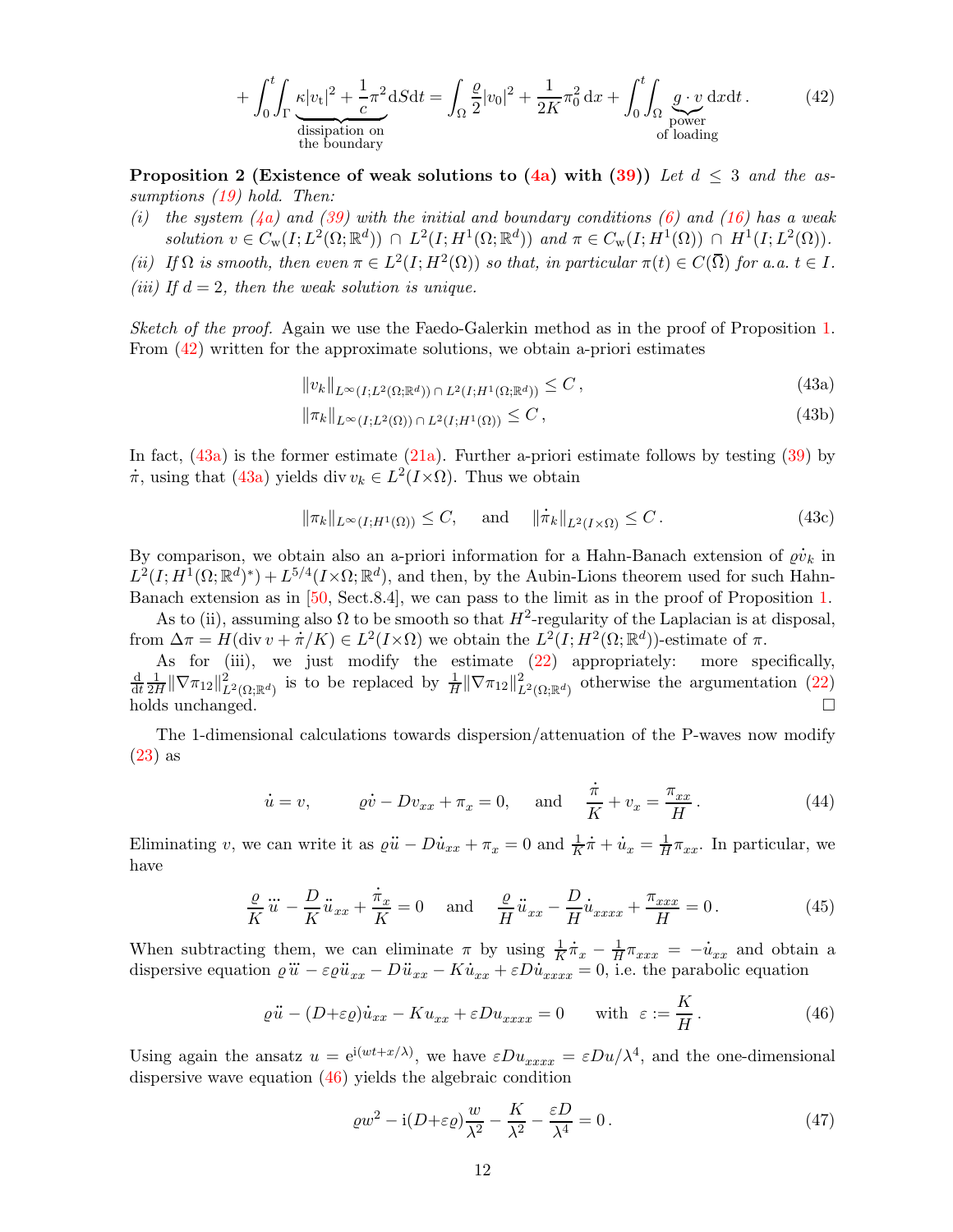$$
+\int_0^t\!\!\int_\Gamma \underbrace{\kappa|v_{\rm t}|^2+\frac{1}{c}\pi^2}_{\substack{\text{dissipation on}\\ \text{the boundary}}}{\rm d}S{\rm d}t=\int_\Omega\frac{\varrho}{2}|v_0|^2+\frac{1}{2K}\pi_0^2\,{\rm d}x+\int_0^t\!\!\int_\Omega \underbrace{g\cdot v}_{\substack{\text{power}\\ \text{of loading}}}{\rm d}x{\rm d}t\,. \tag{42}
$$

**Proposition 2 (Existence of weak solutions to (4a) with (39))** *Let $d\le 3$ and the assumptions (19) hold. Then:*

*(i) the system (4a) and (39) with the initial and boundary conditions (6) and (16) has a weak solution $v\in C_{\rm w}(I;L^2(\Omega;\mathbb{R}^d))\cap L^2(I;H^1(\Omega;\mathbb{R}^d))$ and $\pi\in C_{\rm w}(I;H^1(\Omega))\cap H^1(I;L^2(\Omega))$.*

*(ii) If $\Omega$ is smooth, then even $\pi\in L^2(I;H^2(\Omega))$ so that, in particular $\pi(t)\in C(\overline{\Omega})$ for a.a. $t\in I$.*

*(iii) If $d=2$, then the weak solution is unique.*

*Sketch of the proof.* Again we use the Faedo-Galerkin method as in the proof of Proposition 1. From (42) written for the approximate solutions, we obtain a-priori estimates

$$
\|v_k\|_{L^\infty(I;L^2(\Omega;\mathbb{R}^d))\,\cap\, L^2(I;H^1(\Omega;\mathbb{R}^d))}\le C\,, \tag{43a}
$$

$$
\|\pi_k\|_{L^\infty(I;L^2(\Omega))\,\cap\, L^2(I;H^1(\Omega))}\le C\,, \tag{43b}
$$

In fact, (43a) is the former estimate (21a). Further a-priori estimate follows by testing (39) by $\dot\pi$, using that (43a) yields ${\rm div}\,v_k\in L^2(I\times\Omega)$. Thus we obtain

$$
\|\pi_k\|_{L^\infty(I;H^1(\Omega))}\le C,\qquad\text{and}\qquad \|\dot\pi_k\|_{L^2(I\times\Omega)}\le C\,. \tag{43c}
$$

By comparison, we obtain also an a-priori information for a Hahn-Banach extension of $\varrho\dot v_k$ in $L^2(I;H^1(\Omega;\mathbb{R}^d)^*)+L^{5/4}(I\times\Omega;\mathbb{R}^d)$, and then, by the Aubin-Lions theorem used for such Hahn-Banach extension as in [50, Sect.8.4], we can pass to the limit as in the proof of Proposition 1.

As to (ii), assuming also $\Omega$ to be smooth so that $H^2$-regularity of the Laplacian is at disposal, from $\Delta\pi=H({\rm div}\,v+\dot\pi/K)\in L^2(I\times\Omega)$ we obtain the $L^2(I;H^2(\Omega;\mathbb{R}^d))$-estimate of $\pi$.

As for (iii), we just modify the estimate (22) appropriately: more specifically, $\frac{\rm d}{{\rm d}t}\frac{1}{2H}\|\nabla\pi_{12}\|^2_{L^2(\Omega;\mathbb{R}^d)}$ is to be replaced by $\frac{1}{H}\|\nabla\pi_{12}\|^2_{L^2(\Omega;\mathbb{R}^d)}$ otherwise the argumentation (22) holds unchanged. $\square$

The 1-dimensional calculations towards dispersion/attenuation of the P-waves now modify (23) as

$$
\dot u=v,\qquad \varrho\dot v-Dv_{xx}+\pi_x=0,\qquad\text{and}\qquad \frac{\dot\pi}{K}+v_x=\frac{\pi_{xx}}{H}\,. \tag{44}
$$

Eliminating $v$, we can write it as $\varrho\ddot u-D\dot u_{xx}+\pi_x=0$ and $\frac{1}{K}\dot\pi+\dot u_x=\frac{1}{H}\pi_{xx}$. In particular, we have

$$
\frac{\varrho}{K}\dddot u-\frac{D}{K}\ddot u_{xx}+\frac{\dot\pi_x}{K}=0\qquad\text{and}\qquad \frac{\varrho}{H}\ddot u_{xx}-\frac{D}{H}\dot u_{xxxx}+\frac{\pi_{xxx}}{H}=0\,. \tag{45}
$$

When subtracting them, we can eliminate $\pi$ by using $\frac{1}{K}\dot\pi_x-\frac{1}{H}\pi_{xxx}=-\dot u_{xx}$ and obtain a dispersive equation $\varrho\dddot u-\varepsilon\varrho\ddot u_{xx}-D\ddot u_{xx}-K\dot u_{xx}+\varepsilon D\dot u_{xxxx}=0$, i.e. the parabolic equation

$$
\varrho\ddot u-(D{+}\varepsilon\varrho)\dot u_{xx}-Ku_{xx}+\varepsilon Du_{xxxx}=0\qquad\text{with}\ \ \varepsilon:=\frac{K}{H}\,. \tag{46}
$$

Using again the ansatz $u={\rm e}^{{\rm i}(wt+x/\lambda)}$, we have $\varepsilon Du_{xxxx}=\varepsilon Du/\lambda^4$, and the one-dimensional dispersive wave equation (46) yields the algebraic condition

$$
\varrho w^2-{\rm i}(D{+}\varepsilon\varrho)\frac{w}{\lambda^2}-\frac{K}{\lambda^2}-\frac{\varepsilon D}{\lambda^4}=0\,. \tag{47}
$$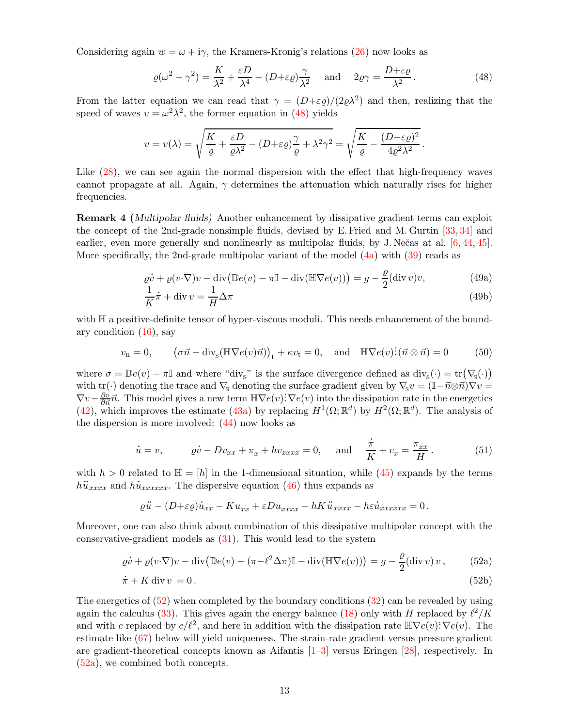Considering again $w = \omega + \mathrm{i}\gamma$, the Kramers-Kronig's relations (26) now looks as

$$\varrho(\omega^2 - \gamma^2) = \frac{K}{\lambda^2} + \frac{\varepsilon D}{\lambda^4} - (D{+}\varepsilon\varrho)\frac{\gamma}{\lambda^2} \quad \text{ and } \quad 2\varrho\gamma = \frac{D{+}\varepsilon\varrho}{\lambda^2}\,. \tag{48}$$

From the latter equation we can read that $\gamma = (D{+}\varepsilon\varrho)/(2\varrho\lambda^2)$ and then, realizing that the speed of waves $v = \omega^2\lambda^2$, the former equation in (48) yields

$$v = v(\lambda) = \sqrt{\frac{K}{\varrho} + \frac{\varepsilon D}{\varrho\lambda^2} - (D{+}\varepsilon\varrho)\frac{\gamma}{\varrho} + \lambda^2\gamma^2} = \sqrt{\frac{K}{\varrho} - \frac{(D{-}\varepsilon\varrho)^2}{4\varrho^2\lambda^2}}\,.$$

Like (28), we can see again the normal dispersion with the effect that high-frequency waves cannot propagate at all. Again, $\gamma$ determines the attenuation which naturally rises for higher frequencies.

**Remark 4 (***Multipolar fluids***)** Another enhancement by dissipative gradient terms can exploit the concept of the 2nd-grade nonsimple fluids, devised by E. Fried and M. Gurtin [33, 34] and earlier, even more generally and nonlinearly as multipolar fluids, by J. Nečas at al. [6, 44, 45]. More specifically, the 2nd-grade multipolar variant of the model (4a) with (39) reads as

$$\varrho\dot v + \varrho(v{\cdot}\nabla)v - \mathrm{div}\big(\mathbb{D}e(v) - \pi\mathbb{I} - \mathrm{div}(\mathbb{H}\nabla e(v))\big) = g - \frac{\varrho}{2}(\mathrm{div}\,v)v, \tag{49a}$$

$$\frac{1}{K}\dot\pi + \mathrm{div}\,v = \frac{1}{H}\Delta\pi \tag{49b}$$

with $\mathbb{H}$ a positive-definite tensor of hyper-viscous moduli. This needs enhancement of the boundary condition (16), say

$$v_\mathrm{n} = 0, \qquad \big(\sigma\vec n - \mathrm{div}_\mathrm{S}(\mathbb{H}\nabla e(v)\vec n)\big)_\mathrm{t} + \kappa v_\mathrm{t} = 0, \quad \text{ and } \quad \mathbb{H}\nabla e(v)\vdots(\vec n\otimes\vec n) = 0 \tag{50}$$

where $\sigma = \mathbb{D}e(v) - \pi\mathbb{I}$ and where "$\mathrm{div}_\mathrm{S}$" is the surface divergence defined as $\mathrm{div}_\mathrm{S}(\cdot) = \mathrm{tr}\big(\nabla_\mathrm{S}(\cdot)\big)$ with $\mathrm{tr}(\cdot)$ denoting the trace and $\nabla_\mathrm{S}$ denoting the surface gradient given by $\nabla_\mathrm{S} v = (\mathbb{I}{-}\vec n{\otimes}\vec n)\nabla v = \nabla v - \frac{\partial v}{\partial\vec n}\vec n$. This model gives a new term $\mathbb{H}\nabla e(v)\vdots\nabla e(v)$ into the dissipation rate in the energetics (42), which improves the estimate (43a) by replacing $H^1(\Omega;\mathbb{R}^d)$ by $H^2(\Omega;\mathbb{R}^d)$. The analysis of the dispersion is more involved: (44) now looks as

$$\dot u = v, \qquad \varrho\dot v - Dv_{xx} + \pi_x + hv_{xxxx} = 0, \quad \text{ and } \quad \frac{\dot\pi}{K} + v_x = \frac{\pi_{xx}}{H}\,. \tag{51}$$

with $h > 0$ related to $\mathbb{H} = [h]$ in the 1-dimensional situation, while (45) expands by the terms $h\ddot u_{xxxx}$ and $h\dot u_{xxxxxx}$. The dispersive equation (46) thus expands as

$$\varrho\ddot u - (D{+}\varepsilon\varrho)\dot u_{xx} - Ku_{xx} + \varepsilon Du_{xxxx} + hK\,\ddot u_{xxxx} - h\varepsilon\dot u_{xxxxxx} = 0\,.$$

Moreover, one can also think about combination of this dissipative multipolar concept with the conservative-gradient models as (31). This would lead to the system

$$\varrho\dot v + \varrho(v{\cdot}\nabla)v - \mathrm{div}\big(\mathbb{D}e(v) - (\pi{-}\ell^2\Delta\pi)\mathbb{I} - \mathrm{div}(\mathbb{H}\nabla e(v))\big) = g - \frac{\varrho}{2}(\mathrm{div}\,v)\,v\,, \tag{52a}$$

$$\dot\pi + K\,\mathrm{div}\,v = 0\,. \tag{52b}$$

The energetics of (52) when completed by the boundary conditions (32) can be revealed by using again the calculus (33). This gives again the energy balance (18) only with $H$ replaced by $\ell^2/K$ and with $c$ replaced by $c/\ell^2$, and here in addition with the dissipation rate $\mathbb{H}\nabla e(v)\vdots\nabla e(v)$. The estimate like (67) below will yield uniqueness. The strain-rate gradient versus pressure gradient are gradient-theoretical concepts known as Aifantis [1–3] versus Eringen [28], respectively. In (52a), we combined both concepts.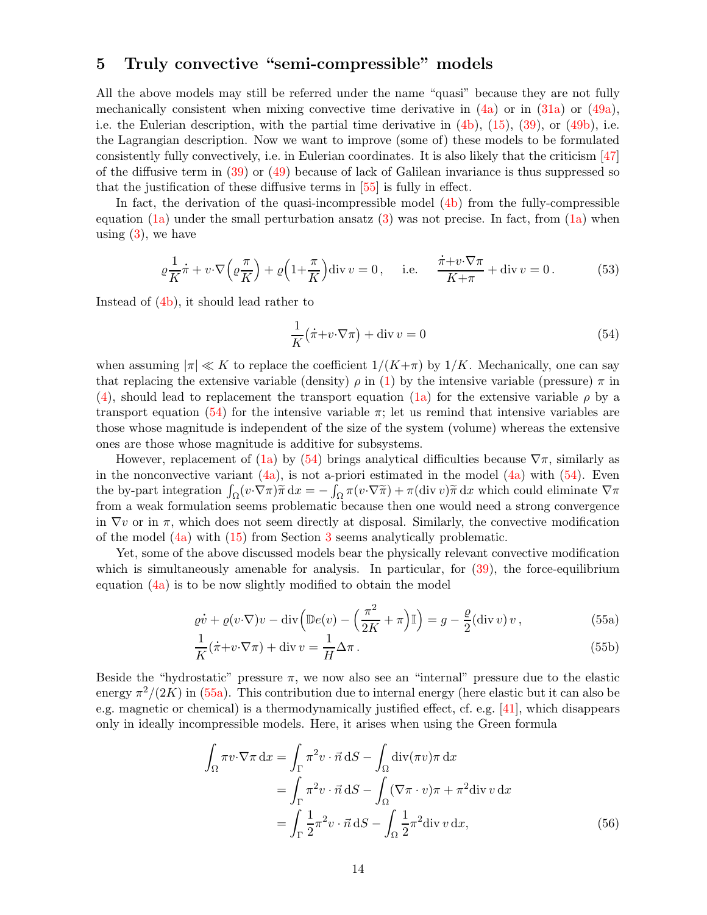## 5 Truly convective "semi-compressible" models

All the above models may still be referred under the name "quasi" because they are not fully mechanically consistent when mixing convective time derivative in (4a) or in (31a) or (49a), i.e. the Eulerian description, with the partial time derivative in (4b), (15), (39), or (49b), i.e. the Lagrangian description. Now we want to improve (some of) these models to be formulated consistently fully convectively, i.e. in Eulerian coordinates. It is also likely that the criticism [47] of the diffusive term in (39) or (49) because of lack of Galilean invariance is thus suppressed so that the justification of these diffusive terms in [55] is fully in effect.

In fact, the derivation of the quasi-incompressible model (4b) from the fully-compressible equation (1a) under the small perturbation ansatz (3) was not precise. In fact, from (1a) when using (3), we have

$$\varrho\frac{1}{K}\dot{\pi} + v\cdot\nabla\Big(\varrho\frac{\pi}{K}\Big) + \varrho\Big(1+\frac{\pi}{K}\Big)\mathrm{div}\,v = 0\,, \qquad \text{i.e.} \qquad \frac{\dot{\pi}+v\cdot\nabla\pi}{K+\pi} + \mathrm{div}\,v = 0\,. \tag{53}$$

Instead of (4b), it should lead rather to

$$\frac{1}{K}\big(\dot{\pi}+v\cdot\nabla\pi\big) + \mathrm{div}\,v = 0 \tag{54}$$

when assuming $|\pi| \ll K$ to replace the coefficient $1/(K+\pi)$ by $1/K$. Mechanically, one can say that replacing the extensive variable (density) $\rho$ in (1) by the intensive variable (pressure) $\pi$ in (4), should lead to replacement the transport equation (1a) for the extensive variable $\rho$ by a transport equation (54) for the intensive variable $\pi$; let us remind that intensive variables are those whose magnitude is independent of the size of the system (volume) whereas the extensive ones are those whose magnitude is additive for subsystems.

However, replacement of (1a) by (54) brings analytical difficulties because $\nabla\pi$, similarly as in the nonconvective variant (4a), is not a-priori estimated in the model (4a) with (54). Even the by-part integration $\int_\Omega (v\cdot\nabla\pi)\widetilde{\pi}\,\mathrm{d}x = -\int_\Omega \pi(v\cdot\nabla\widetilde{\pi}) + \pi(\mathrm{div}\,v)\widetilde{\pi}\,\mathrm{d}x$ which could eliminate $\nabla\pi$ from a weak formulation seems problematic because then one would need a strong convergence in $\nabla v$ or in $\pi$, which does not seem directly at disposal. Similarly, the convective modification of the model (4a) with (15) from Section 3 seems analytically problematic.

Yet, some of the above discussed models bear the physically relevant convective modification which is simultaneously amenable for analysis. In particular, for (39), the force-equilibrium equation (4a) is to be now slightly modified to obtain the model

$$\varrho\dot{v} + \varrho(v\cdot\nabla)v - \mathrm{div}\Big(\mathbb{D}e(v) - \Big(\frac{\pi^2}{2K} + \pi\Big)\mathbb{I}\Big) = g - \frac{\varrho}{2}(\mathrm{div}\,v)\,v\,, \tag{55a}$$

$$\frac{1}{K}(\dot{\pi}+v\cdot\nabla\pi) + \mathrm{div}\,v = \frac{1}{H}\Delta\pi\,. \tag{55b}$$

Beside the "hydrostatic" pressure $\pi$, we now also see an "internal" pressure due to the elastic energy $\pi^2/(2K)$ in (55a). This contribution due to internal energy (here elastic but it can also be e.g. magnetic or chemical) is a thermodynamically justified effect, cf. e.g. [41], which disappears only in ideally incompressible models. Here, it arises when using the Green formula

$$\begin{aligned}
\int_\Omega \pi v\cdot\nabla\pi\,\mathrm{d}x &= \int_\Gamma \pi^2 v\cdot\vec{n}\,\mathrm{d}S - \int_\Omega \mathrm{div}(\pi v)\pi\,\mathrm{d}x \\
&= \int_\Gamma \pi^2 v\cdot\vec{n}\,\mathrm{d}S - \int_\Omega (\nabla\pi\cdot v)\pi + \pi^2\mathrm{div}\,v\,\mathrm{d}x \\
&= \int_\Gamma \frac{1}{2}\pi^2 v\cdot\vec{n}\,\mathrm{d}S - \int_\Omega \frac{1}{2}\pi^2\mathrm{div}\,v\,\mathrm{d}x,
\end{aligned} \tag{56}$$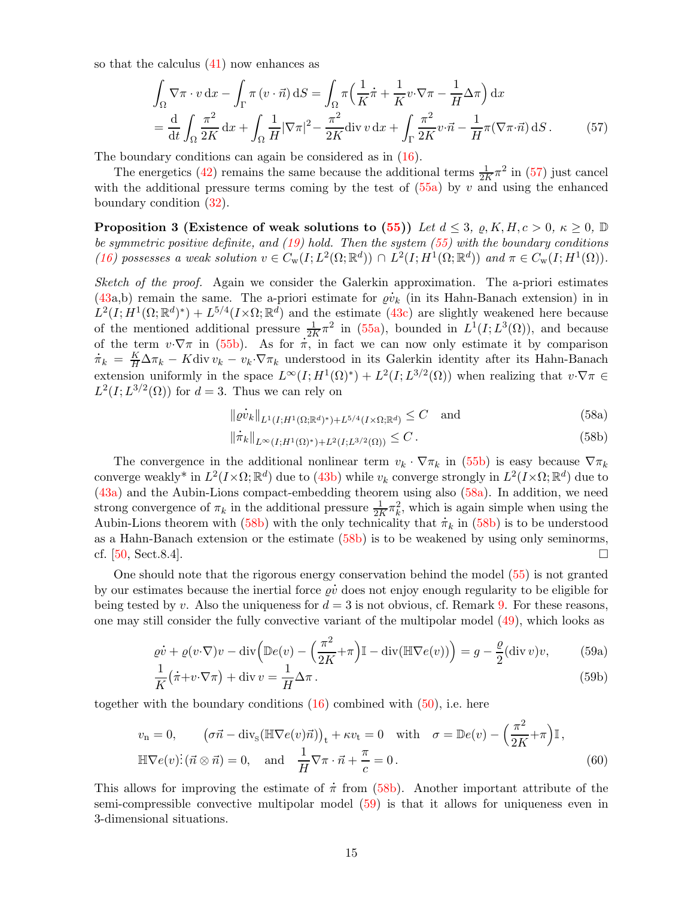so that the calculus (41) now enhances as

$$
\begin{aligned}
\int_\Omega \nabla\pi\cdot v\,\mathrm{d}x - \int_\Gamma \pi\,(v\cdot\vec{n})\,\mathrm{d}S &= \int_\Omega \pi\Big(\frac{1}{K}\dot\pi + \frac{1}{K}v\cdot\nabla\pi - \frac{1}{H}\Delta\pi\Big)\,\mathrm{d}x\\
&= \frac{\mathrm{d}}{\mathrm{d}t}\int_\Omega \frac{\pi^2}{2K}\,\mathrm{d}x + \int_\Omega \frac{1}{H}|\nabla\pi|^2 - \frac{\pi^2}{2K}\mathrm{div}\,v\,\mathrm{d}x + \int_\Gamma \frac{\pi^2}{2K}v\cdot\vec{n} - \frac{1}{H}\pi(\nabla\pi\cdot\vec{n})\,\mathrm{d}S\,. \qquad (57)
\end{aligned}
$$

The boundary conditions can again be considered as in (16).

The energetics (42) remains the same because the additional terms $\frac{1}{2K}\pi^2$ in (57) just cancel with the additional pressure terms coming by the test of (55a) by $v$ and using the enhanced boundary condition (32).

**Proposition 3 (Existence of weak solutions to (55))** *Let $d\le 3$, $\varrho, K, H, c > 0$, $\kappa\ge 0$, $\mathbb{D}$ be symmetric positive definite, and (19) hold. Then the system (55) with the boundary conditions (16) possesses a weak solution $v\in C_{\rm w}(I;L^2(\Omega;\mathbb{R}^d))\cap L^2(I;H^1(\Omega;\mathbb{R}^d))$ and $\pi\in C_{\rm w}(I;H^1(\Omega))$.*

*Sketch of the proof.* Again we consider the Galerkin approximation. The a-priori estimates (43a,b) remain the same. The a-priori estimate for $\varrho\dot v_k$ (in its Hahn-Banach extension) in in $L^2(I;H^1(\Omega;\mathbb{R}^d)^*) + L^{5/4}(I{\times}\Omega;\mathbb{R}^d)$ and the estimate (43c) are slightly weakened here because of the mentioned additional pressure $\frac{1}{2K}\pi^2$ in (55a), bounded in $L^1(I;L^3(\Omega))$, and because of the term $v\cdot\nabla\pi$ in (55b). As for $\dot\pi$, in fact we can now only estimate it by comparison $\dot\pi_k = \frac{K}{H}\Delta\pi_k - K\,\mathrm{div}\,v_k - v_k\cdot\nabla\pi_k$ understood in its Galerkin identity after its Hahn-Banach extension uniformly in the space $L^\infty(I;H^1(\Omega)^*) + L^2(I;L^{3/2}(\Omega))$ when realizing that $v\cdot\nabla\pi\in L^2(I;L^{3/2}(\Omega))$ for $d=3$. Thus we can rely on

$$
\|\varrho\dot v_k\|_{L^1(I;H^1(\Omega;\mathbb{R}^d)^*)+L^{5/4}(I\times\Omega;\mathbb{R}^d)} \le C \quad\text{and} \qquad (58a)
$$

$$
\|\dot\pi_k\|_{L^\infty(I;H^1(\Omega)^*)+L^2(I;L^{3/2}(\Omega))} \le C\,. \qquad (58b)
$$

The convergence in the additional nonlinear term $v_k\cdot\nabla\pi_k$ in (55b) is easy because $\nabla\pi_k$ converge weakly* in $L^2(I{\times}\Omega;\mathbb{R}^d)$ due to (43b) while $v_k$ converge strongly in $L^2(I{\times}\Omega;\mathbb{R}^d)$ due to (43a) and the Aubin-Lions compact-embedding theorem using also (58a). In addition, we need strong convergence of $\pi_k$ in the additional pressure $\frac{1}{2K}\pi_k^2$, which is again simple when using the Aubin-Lions theorem with (58b) with the only technicality that $\dot\pi_k$ in (58b) is to be understood as a Hahn-Banach extension or the estimate (58b) is to be weakened by using only seminorms, cf. [50, Sect.8.4]. $\square$

One should note that the rigorous energy conservation behind the model (55) is not granted by our estimates because the inertial force $\varrho\dot v$ does not enjoy enough regularity to be eligible for being tested by $v$. Also the uniqueness for $d=3$ is not obvious, cf. Remark 9. For these reasons, one may still consider the fully convective variant of the multipolar model (49), which looks as

$$
\varrho\dot v + \varrho(v\cdot\nabla)v - \mathrm{div}\Big(\mathbb{D}e(v) - \Big(\frac{\pi^2}{2K}{+}\pi\Big)\mathbb{I} - \mathrm{div}(\mathbb{H}\nabla e(v))\Big) = g - \frac{\varrho}{2}(\mathrm{div}\,v)v, \qquad (59a)
$$

$$
\frac{1}{K}\big(\dot\pi{+}v\cdot\nabla\pi\big) + \mathrm{div}\,v = \frac{1}{H}\Delta\pi\,. \qquad (59b)
$$

together with the boundary conditions (16) combined with (50), i.e. here

$$
\begin{aligned}
&v_{\rm n}=0, \qquad \big(\sigma\vec{n} - \mathrm{div}_{\rm S}(\mathbb{H}\nabla e(v)\vec{n})\big)_{\rm t} + \kappa v_{\rm t} = 0 \quad\text{with}\quad \sigma = \mathbb{D}e(v) - \Big(\frac{\pi^2}{2K}{+}\pi\Big)\mathbb{I}\,,\\
&\mathbb{H}\nabla e(v)\vdots(\vec{n}\otimes\vec{n}) = 0, \quad\text{and}\quad \frac{1}{H}\nabla\pi\cdot\vec{n} + \frac{\pi}{c} = 0\,. \qquad (60)
\end{aligned}
$$

This allows for improving the estimate of $\dot\pi$ from (58b). Another important attribute of the semi-compressible convective multipolar model (59) is that it allows for uniqueness even in 3-dimensional situations.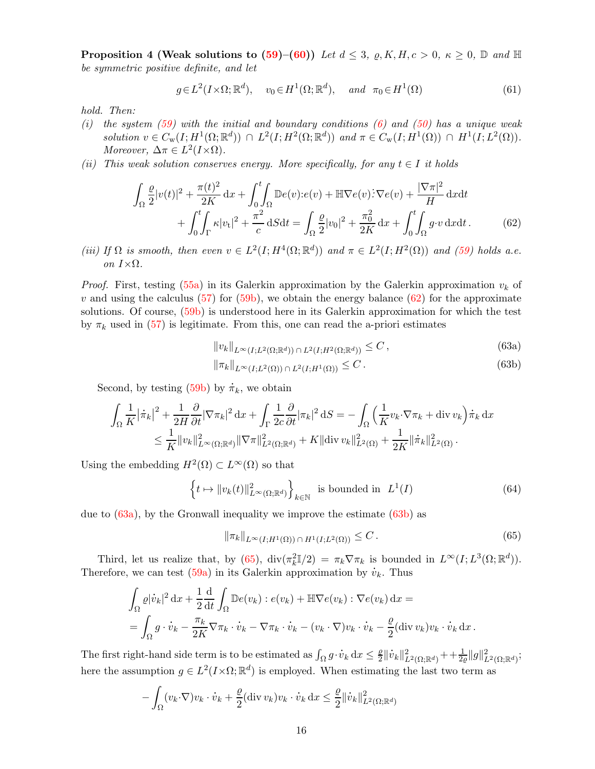**Proposition 4 (Weak solutions to (59)–(60))** *Let $d\le 3$, $\varrho, K, H, c>0$, $\kappa\ge 0$, $\mathbb{D}$ and $\mathbb{H}$ be symmetric positive definite, and let*

$$
g\in L^2(I{\times}\Omega;\mathbb{R}^d),\quad v_0\in H^1(\Omega;\mathbb{R}^d),\quad \text{and}\ \ \pi_0\in H^1(\Omega) \tag{61}
$$

*hold. Then:*

*(i) the system (59) with the initial and boundary conditions (6) and (50) has a unique weak solution $v\in C_{\rm w}(I;H^1(\Omega;\mathbb{R}^d))\cap L^2(I;H^2(\Omega;\mathbb{R}^d))$ and $\pi\in C_{\rm w}(I;H^1(\Omega))\cap H^1(I;L^2(\Omega))$. Moreover, $\Delta\pi\in L^2(I{\times}\Omega)$.*

*(ii) This weak solution conserves energy. More specifically, for any $t\in I$ it holds*

$$
\begin{aligned}
\int_\Omega \frac{\varrho}{2}|v(t)|^2+\frac{\pi(t)^2}{2K}\,\mathrm{d}x+\int_0^t\!\!\int_\Omega \mathbb{D}e(v){:}e(v)+\mathbb{H}\nabla e(v)\vdots\nabla e(v)+\frac{|\nabla\pi|^2}{H}\,\mathrm{d}x\mathrm{d}t&\\
+\int_0^t\!\!\int_\Gamma \kappa|v_{\rm t}|^2+\frac{\pi^2}{c}\,\mathrm{d}S\mathrm{d}t=\int_\Omega\frac{\varrho}{2}|v_0|^2+\frac{\pi_0^2}{2K}\,\mathrm{d}x+\int_0^t\!\!\int_\Omega g{\cdot}v\,\mathrm{d}x\mathrm{d}t\,.& 
\end{aligned}\tag{62}
$$

*(iii) If $\Omega$ is smooth, then even $v\in L^2(I;H^4(\Omega;\mathbb{R}^d))$ and $\pi\in L^2(I;H^2(\Omega))$ and (59) holds a.e. on $I{\times}\Omega$.*

*Proof.* First, testing (55a) in its Galerkin approximation by the Galerkin approximation $v_k$ of $v$ and using the calculus (57) for (59b), we obtain the energy balance (62) for the approximate solutions. Of course, (59b) is understood here in its Galerkin approximation for which the test by $\pi_k$ used in (57) is legitimate. From this, one can read the a-priori estimates

$$
\|v_k\|_{L^\infty(I;L^2(\Omega;\mathbb{R}^d))\,\cap\, L^2(I;H^2(\Omega;\mathbb{R}^d))}\le C\,, \tag{63a}
$$
$$
\|\pi_k\|_{L^\infty(I;L^2(\Omega))\,\cap\, L^2(I;H^1(\Omega))}\le C\,. \tag{63b}
$$

Second, by testing (59b) by $\dot\pi_k$, we obtain

$$
\begin{aligned}
\int_\Omega\frac{1}{K}\big|\dot\pi_k\big|^2+\frac{1}{2H}\frac{\partial}{\partial t}|\nabla\pi_k|^2\,\mathrm{d}x+\int_\Gamma\frac{1}{2c}\frac{\partial}{\partial t}|\pi_k|^2\,\mathrm{d}S&=-\int_\Omega\Big(\frac{1}{K}v_k{\cdot}\nabla\pi_k+\mathrm{div}\,v_k\Big)\dot\pi_k\,\mathrm{d}x\\
&\le\frac{1}{K}\|v_k\|^2_{L^\infty(\Omega;\mathbb{R}^d)}\|\nabla\pi\|^2_{L^2(\Omega;\mathbb{R}^d)}+K\|\mathrm{div}\,v_k\|^2_{L^2(\Omega)}+\frac{1}{2K}\|\dot\pi_k\|^2_{L^2(\Omega)}\,.
\end{aligned}
$$

Using the embedding $H^2(\Omega)\subset L^\infty(\Omega)$ so that

$$
\Big\{t\mapsto\|v_k(t)\|^2_{L^\infty(\Omega;\mathbb{R}^d)}\Big\}_{k\in\mathbb{N}}\ \text{ is bounded in }\ L^1(I) \tag{64}
$$

due to (63a), by the Gronwall inequality we improve the estimate (63b) as

$$
\|\pi_k\|_{L^\infty(I;H^1(\Omega))\,\cap\, H^1(I;L^2(\Omega))}\le C\,. \tag{65}
$$

Third, let us realize that, by (65), $\mathrm{div}(\pi_k^2\mathbb{I}/2)=\pi_k\nabla\pi_k$ is bounded in $L^\infty(I;L^3(\Omega;\mathbb{R}^d))$. Therefore, we can test (59a) in its Galerkin approximation by $\dot v_k$. Thus

$$
\begin{aligned}
&\int_\Omega\varrho|\dot v_k|^2\,\mathrm{d}x+\frac12\frac{\mathrm{d}}{\mathrm{d}t}\int_\Omega\mathbb{D}e(v_k):e(v_k)+\mathbb{H}\nabla e(v_k):\nabla e(v_k)\,\mathrm{d}x=\\
&=\int_\Omega g\cdot\dot v_k-\frac{\pi_k}{2K}\nabla\pi_k\cdot\dot v_k-\nabla\pi_k\cdot\dot v_k-(v_k\cdot\nabla)v_k\cdot\dot v_k-\frac{\varrho}{2}(\mathrm{div}\,v_k)v_k\cdot\dot v_k\,\mathrm{d}x\,.
\end{aligned}
$$

The first right-hand side term is to be estimated as $\int_\Omega g\cdot\dot v_k\,\mathrm{d}x\le\frac{\varrho}{2}\|\dot v_k\|^2_{L^2(\Omega;\mathbb{R}^d)}++\frac{1}{2\varrho}\|g\|^2_{L^2(\Omega;\mathbb{R}^d)}$; here the assumption $g\in L^2(I{\times}\Omega;\mathbb{R}^d)$ is employed. When estimating the last two term as

$$
-\int_\Omega(v_k{\cdot}\nabla)v_k\cdot\dot v_k+\frac{\varrho}{2}(\mathrm{div}\,v_k)v_k\cdot\dot v_k\,\mathrm{d}x\le\frac{\varrho}{2}\|\dot v_k\|^2_{L^2(\Omega;\mathbb{R}^d)}
$$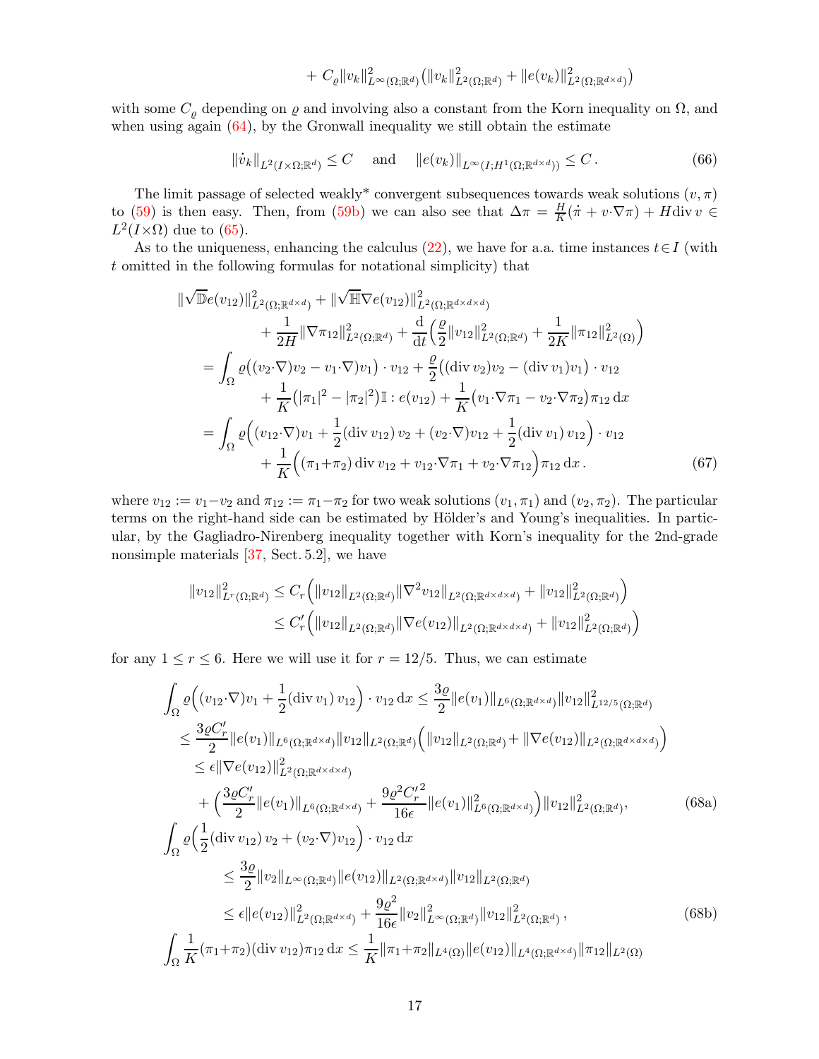$$
+ C_\varrho \|v_k\|^2_{L^\infty(\Omega;\mathbb{R}^d)}\big(\|v_k\|^2_{L^2(\Omega;\mathbb{R}^d)} + \|e(v_k)\|^2_{L^2(\Omega;\mathbb{R}^{d\times d})}\big)
$$

with some $C_\varrho$ depending on $\varrho$ and involving also a constant from the Korn inequality on $\Omega$, and when using again (64), by the Gronwall inequality we still obtain the estimate

$$
\|\dot v_k\|_{L^2(I\times\Omega;\mathbb{R}^d)} \le C \quad \text{ and } \quad \|e(v_k)\|_{L^\infty(I;H^1(\Omega;\mathbb{R}^{d\times d}))} \le C\,. \tag{66}
$$

The limit passage of selected weakly* convergent subsequences towards weak solutions $(v,\pi)$ to (59) is then easy. Then, from (59b) we can also see that $\Delta\pi = \frac{H}{K}(\dot\pi + v{\cdot}\nabla\pi) + H{\rm div}\, v \in L^2(I{\times}\Omega)$ due to (65).

As to the uniqueness, enhancing the calculus (22), we have for a.a. time instances $t{\in}I$ (with $t$ omitted in the following formulas for notational simplicity) that

$$
\begin{aligned}
&\|\sqrt{\mathbb{D}}e(v_{12})\|^2_{L^2(\Omega;\mathbb{R}^{d\times d})} + \|\sqrt{\mathbb{H}}\nabla e(v_{12})\|^2_{L^2(\Omega;\mathbb{R}^{d\times d\times d})}\\
&\qquad + \frac{1}{2H}\|\nabla\pi_{12}\|^2_{L^2(\Omega;\mathbb{R}^d)} + \frac{\rm d}{{\rm d}t}\Big(\frac{\varrho}{2}\|v_{12}\|^2_{L^2(\Omega;\mathbb{R}^d)} + \frac{1}{2K}\|\pi_{12}\|^2_{L^2(\Omega)}\Big)\\
&= \int_\Omega \varrho\big((v_2{\cdot}\nabla)v_2 - v_1{\cdot}\nabla)v_1\big)\cdot v_{12} + \frac{\varrho}{2}\big(({\rm div}\, v_2)v_2 - ({\rm div}\, v_1)v_1\big)\cdot v_{12}\\
&\qquad + \frac{1}{K}\big(|\pi_1|^2 - |\pi_2|^2\big)\mathbb{I}:e(v_{12}) + \frac{1}{K}\big(v_1{\cdot}\nabla\pi_1 - v_2{\cdot}\nabla\pi_2\big)\pi_{12}\,{\rm d}x\\
&= \int_\Omega \varrho\Big((v_{12}{\cdot}\nabla)v_1 + \frac12({\rm div}\, v_{12})\,v_2 + (v_2{\cdot}\nabla)v_{12} + \frac12({\rm div}\, v_1)\,v_{12}\Big)\cdot v_{12}\\
&\qquad + \frac1K\Big((\pi_1{+}\pi_2)\,{\rm div}\, v_{12} + v_{12}{\cdot}\nabla\pi_1 + v_2{\cdot}\nabla\pi_{12}\Big)\pi_{12}\,{\rm d}x\,.
\end{aligned}\tag{67}
$$

where $v_{12} := v_1{-}v_2$ and $\pi_{12} := \pi_1{-}\pi_2$ for two weak solutions $(v_1,\pi_1)$ and $(v_2,\pi_2)$. The particular terms on the right-hand side can be estimated by Hölder's and Young's inequalities. In particular, by the Gagliadro-Nirenberg inequality together with Korn's inequality for the 2nd-grade nonsimple materials [37, Sect. 5.2], we have

$$
\begin{aligned}
\|v_{12}\|^2_{L^r(\Omega;\mathbb{R}^d)} &\le C_r\Big(\|v_{12}\|_{L^2(\Omega;\mathbb{R}^d)}\|\nabla^2 v_{12}\|_{L^2(\Omega;\mathbb{R}^{d\times d\times d})} + \|v_{12}\|^2_{L^2(\Omega;\mathbb{R}^d)}\Big)\\
&\le C_r'\Big(\|v_{12}\|_{L^2(\Omega;\mathbb{R}^d)}\|\nabla e(v_{12})\|_{L^2(\Omega;\mathbb{R}^{d\times d\times d})} + \|v_{12}\|^2_{L^2(\Omega;\mathbb{R}^d)}\Big)
\end{aligned}
$$

for any $1\le r\le 6$. Here we will use it for $r=12/5$. Thus, we can estimate

$$
\begin{aligned}
&\int_\Omega \varrho\Big((v_{12}{\cdot}\nabla)v_1 + \frac12({\rm div}\, v_1)\,v_{12}\Big)\cdot v_{12}\,{\rm d}x \le \frac{3\varrho}{2}\|e(v_1)\|_{L^6(\Omega;\mathbb{R}^{d\times d})}\|v_{12}\|^2_{L^{12/5}(\Omega;\mathbb{R}^d)}\\
&\quad\le \frac{3\varrho C_r'}{2}\|e(v_1)\|_{L^6(\Omega;\mathbb{R}^{d\times d})}\|v_{12}\|_{L^2(\Omega;\mathbb{R}^d)}\Big(\|v_{12}\|_{L^2(\Omega;\mathbb{R}^d)} + \|\nabla e(v_{12})\|_{L^2(\Omega;\mathbb{R}^{d\times d\times d})}\Big)\\
&\qquad\le \epsilon\|\nabla e(v_{12})\|^2_{L^2(\Omega;\mathbb{R}^{d\times d\times d})}\\
&\qquad\quad + \Big(\frac{3\varrho C_r'}{2}\|e(v_1)\|_{L^6(\Omega;\mathbb{R}^{d\times d})} + \frac{9\varrho^2 {C_r'}^2}{16\epsilon}\|e(v_1)\|^2_{L^6(\Omega;\mathbb{R}^{d\times d})}\Big)\|v_{12}\|^2_{L^2(\Omega;\mathbb{R}^d)},
\end{aligned}\tag{68a}
$$

$$
\begin{aligned}
&\int_\Omega \varrho\Big(\frac12({\rm div}\, v_{12})\,v_2 + (v_2{\cdot}\nabla)v_{12}\Big)\cdot v_{12}\,{\rm d}x\\
&\qquad\le \frac{3\varrho}{2}\|v_2\|_{L^\infty(\Omega;\mathbb{R}^d)}\|e(v_{12})\|_{L^2(\Omega;\mathbb{R}^{d\times d})}\|v_{12}\|_{L^2(\Omega;\mathbb{R}^d)}\\
&\qquad\le \epsilon\|e(v_{12})\|^2_{L^2(\Omega;\mathbb{R}^{d\times d})} + \frac{9\varrho^2}{16\epsilon}\|v_2\|^2_{L^\infty(\Omega;\mathbb{R}^d)}\|v_{12}\|^2_{L^2(\Omega;\mathbb{R}^d)}\,,
\end{aligned}\tag{68b}
$$

$$
\int_\Omega \frac1K(\pi_1{+}\pi_2)({\rm div}\, v_{12})\pi_{12}\,{\rm d}x \le \frac1K\|\pi_1{+}\pi_2\|_{L^4(\Omega)}\|e(v_{12})\|_{L^4(\Omega;\mathbb{R}^{d\times d})}\|\pi_{12}\|_{L^2(\Omega)}
$$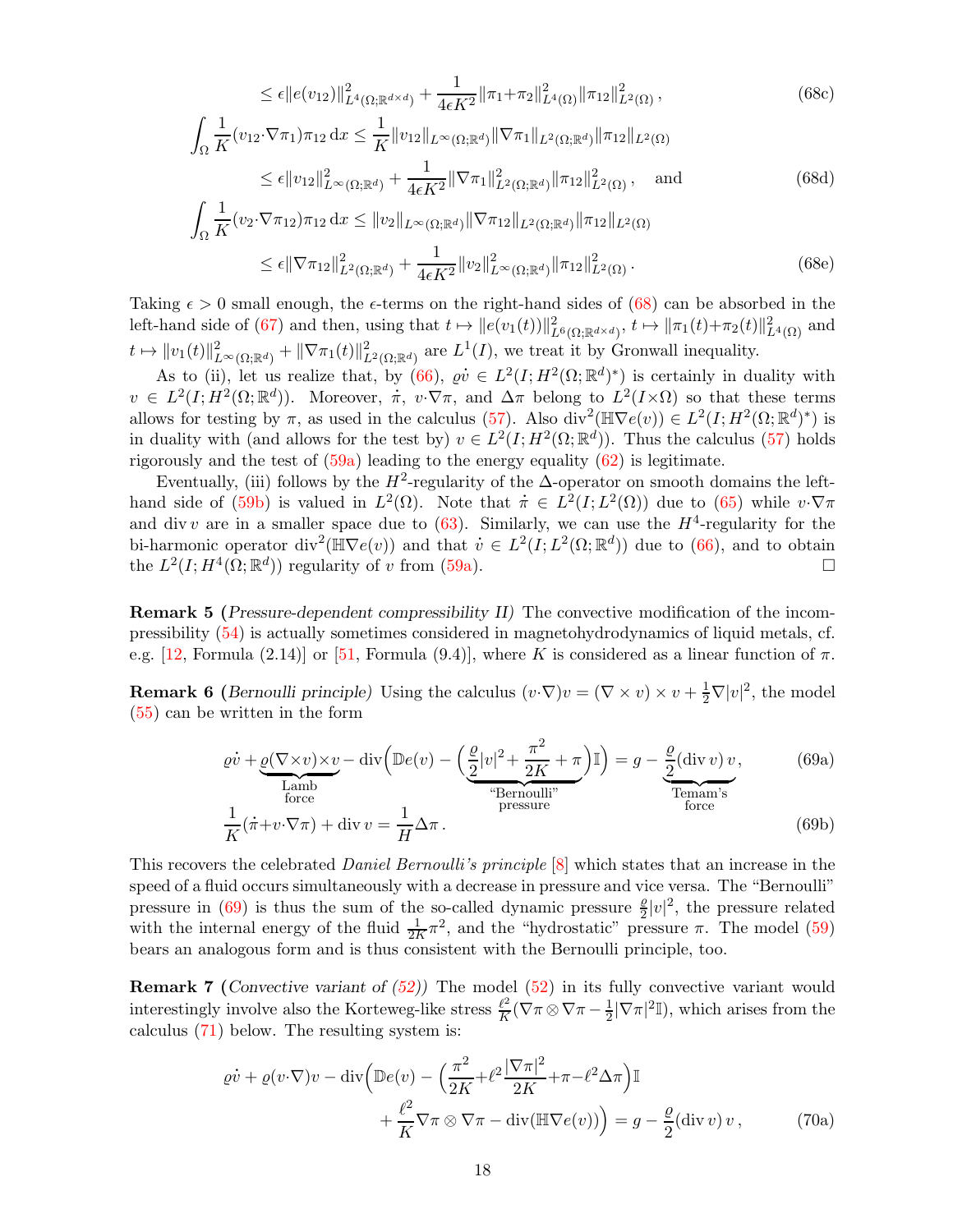$$
\leq \epsilon\|e(v_{12})\|^2_{L^4(\Omega;\mathbb{R}^{d\times d})} + \frac{1}{4\epsilon K^2}\|\pi_1{+}\pi_2\|^2_{L^4(\Omega)}\|\pi_{12}\|^2_{L^2(\Omega)}\,, \tag{68c}
$$

$$
\begin{aligned}
\int_\Omega \frac{1}{K}(v_{12}{\cdot}\nabla\pi_1)\pi_{12}\,\mathrm{d}x &\leq \frac{1}{K}\|v_{12}\|_{L^\infty(\Omega;\mathbb{R}^d)}\|\nabla\pi_1\|_{L^2(\Omega;\mathbb{R}^d)}\|\pi_{12}\|_{L^2(\Omega)} \\
&\leq \epsilon\|v_{12}\|^2_{L^\infty(\Omega;\mathbb{R}^d)} + \frac{1}{4\epsilon K^2}\|\nabla\pi_1\|^2_{L^2(\Omega;\mathbb{R}^d)}\|\pi_{12}\|^2_{L^2(\Omega)}\,, \quad \text{and}
\end{aligned} \tag{68d}
$$

$$
\begin{aligned}
\int_\Omega \frac{1}{K}(v_2{\cdot}\nabla\pi_{12})\pi_{12}\,\mathrm{d}x &\leq \|v_2\|_{L^\infty(\Omega;\mathbb{R}^d)}\|\nabla\pi_{12}\|_{L^2(\Omega;\mathbb{R}^d)}\|\pi_{12}\|_{L^2(\Omega)} \\
&\leq \epsilon\|\nabla\pi_{12}\|^2_{L^2(\Omega;\mathbb{R}^d)} + \frac{1}{4\epsilon K^2}\|v_2\|^2_{L^\infty(\Omega;\mathbb{R}^d)}\|\pi_{12}\|^2_{L^2(\Omega)}\,.
\end{aligned} \tag{68e}
$$

Taking $\epsilon > 0$ small enough, the $\epsilon$-terms on the right-hand sides of (68) can be absorbed in the left-hand side of (67) and then, using that $t \mapsto \|e(v_1(t))\|^2_{L^6(\Omega;\mathbb{R}^{d\times d})}$, $t \mapsto \|\pi_1(t){+}\pi_2(t)\|^2_{L^4(\Omega)}$ and $t \mapsto \|v_1(t)\|^2_{L^\infty(\Omega;\mathbb{R}^d)} + \|\nabla\pi_1(t)\|^2_{L^2(\Omega;\mathbb{R}^d)}$ are $L^1(I)$, we treat it by Gronwall inequality.

As to (ii), let us realize that, by (66), $\varrho\dot v \in L^2(I;H^2(\Omega;\mathbb{R}^d)^*)$ is certainly in duality with $v \in L^2(I;H^2(\Omega;\mathbb{R}^d))$. Moreover, $\dot\pi$, $v{\cdot}\nabla\pi$, and $\Delta\pi$ belong to $L^2(I{\times}\Omega)$ so that these terms allows for testing by $\pi$, as used in the calculus (57). Also $\mathrm{div}^2(\mathbb{H}\nabla e(v)) \in L^2(I;H^2(\Omega;\mathbb{R}^d)^*)$ is in duality with (and allows for the test by) $v \in L^2(I;H^2(\Omega;\mathbb{R}^d))$. Thus the calculus (57) holds rigorously and the test of (59a) leading to the energy equality (62) is legitimate.

Eventually, (iii) follows by the $H^2$-regularity of the $\Delta$-operator on smooth domains the left-hand side of (59b) is valued in $L^2(\Omega)$. Note that $\dot\pi \in L^2(I;L^2(\Omega))$ due to (65) while $v{\cdot}\nabla\pi$ and $\mathrm{div}\, v$ are in a smaller space due to (63). Similarly, we can use the $H^4$-regularity for the bi-harmonic operator $\mathrm{div}^2(\mathbb{H}\nabla e(v))$ and that $\dot v \in L^2(I;L^2(\Omega;\mathbb{R}^d))$ due to (66), and to obtain the $L^2(I;H^4(\Omega;\mathbb{R}^d))$ regularity of $v$ from (59a). $\square$

**Remark 5 (***Pressure-dependent compressibility II)* The convective modification of the incompressibility (54) is actually sometimes considered in magnetohydrodynamics of liquid metals, cf. e.g. [12, Formula (2.14)] or [51, Formula (9.4)], where $K$ is considered as a linear function of $\pi$.

**Remark 6 (***Bernoulli principle)* Using the calculus $(v{\cdot}\nabla)v = (\nabla\times v)\times v + \frac{1}{2}\nabla|v|^2$, the model (55) can be written in the form

$$
\varrho\dot v + \underbrace{\varrho(\nabla{\times}v){\times}v}_{\substack{\text{Lamb}\\\text{force}}} - \mathrm{div}\Big(\mathbb{D}e(v) - \underbrace{\Big(\frac{\varrho}{2}|v|^2{+}\frac{\pi^2}{2K}+\pi\Big)}_{\substack{\text{“Bernoulli”}\\\text{pressure}}}\mathbb{I}\Big) = g - \underbrace{\frac{\varrho}{2}(\mathrm{div}\,v)\,v}_{\substack{\text{Temam's}\\\text{force}}}, \tag{69a}
$$

$$
\frac{1}{K}(\dot\pi{+}v{\cdot}\nabla\pi) + \mathrm{div}\,v = \frac{1}{H}\Delta\pi\,. \tag{69b}
$$

This recovers the celebrated *Daniel Bernoulli's principle* [8] which states that an increase in the speed of a fluid occurs simultaneously with a decrease in pressure and vice versa. The “Bernoulli” pressure in (69) is thus the sum of the so-called dynamic pressure $\frac{\varrho}{2}|v|^2$, the pressure related with the internal energy of the fluid $\frac{1}{2K}\pi^2$, and the “hydrostatic” pressure $\pi$. The model (59) bears an analogous form and is thus consistent with the Bernoulli principle, too.

**Remark 7 (***Convective variant of (52))* The model (52) in its fully convective variant would interestingly involve also the Korteweg-like stress $\frac{\ell^2}{K}(\nabla\pi\otimes\nabla\pi - \frac{1}{2}|\nabla\pi|^2\mathbb{I})$, which arises from the calculus (71) below. The resulting system is:

$$
\begin{aligned}
\varrho\dot v + \varrho(v{\cdot}\nabla)v - \mathrm{div}\Big(\mathbb{D}e(v) - \Big(\frac{\pi^2}{2K}{+}\ell^2\frac{|\nabla\pi|^2}{2K}{+}\pi{-}\ell^2\Delta\pi\Big)\mathbb{I}& \\
+ \frac{\ell^2}{K}\nabla\pi\otimes\nabla\pi - \mathrm{div}(\mathbb{H}\nabla e(v))\Big) &= g - \frac{\varrho}{2}(\mathrm{div}\,v)\,v\,,
\end{aligned} \tag{70a}
$$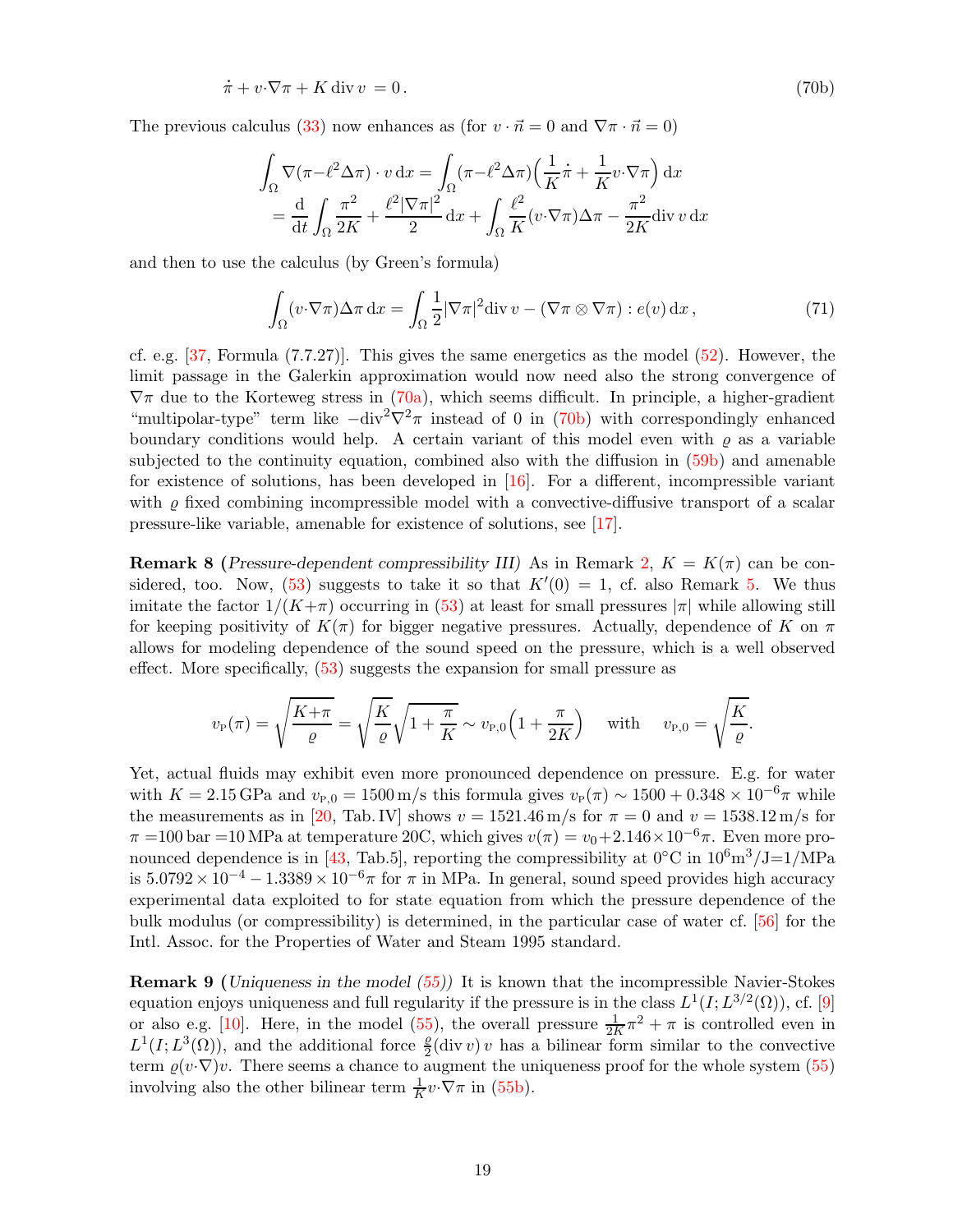$$\dot{\pi} + v\cdot\nabla\pi + K\,\mathrm{div}\,v\, = 0\,. \tag{70b}$$

The previous calculus (33) now enhances as (for $v\cdot\vec{n}=0$ and $\nabla\pi\cdot\vec{n}=0$)

$$\begin{aligned}\int_\Omega \nabla(\pi{-}\ell^2\Delta\pi)\cdot v\,\mathrm{d}x &= \int_\Omega (\pi{-}\ell^2\Delta\pi)\Big(\frac{1}{K}\dot{\pi} + \frac{1}{K}v\cdot\nabla\pi\Big)\,\mathrm{d}x\\ &= \frac{\mathrm{d}}{\mathrm{d}t}\int_\Omega \frac{\pi^2}{2K} + \frac{\ell^2|\nabla\pi|^2}{2}\,\mathrm{d}x + \int_\Omega \frac{\ell^2}{K}(v\cdot\nabla\pi)\Delta\pi - \frac{\pi^2}{2K}\mathrm{div}\,v\,\mathrm{d}x\end{aligned}$$

and then to use the calculus (by Green's formula)

$$\int_\Omega (v\cdot\nabla\pi)\Delta\pi\,\mathrm{d}x = \int_\Omega \frac{1}{2}|\nabla\pi|^2\mathrm{div}\,v - (\nabla\pi\otimes\nabla\pi):e(v)\,\mathrm{d}x\,, \tag{71}$$

cf. e.g. [37, Formula (7.7.27)]. This gives the same energetics as the model (52). However, the limit passage in the Galerkin approximation would now need also the strong convergence of $\nabla\pi$ due to the Korteweg stress in (70a), which seems difficult. In principle, a higher-gradient "multipolar-type" term like $-\mathrm{div}^2\nabla^2\pi$ instead of 0 in (70b) with correspondingly enhanced boundary conditions would help. A certain variant of this model even with $\varrho$ as a variable subjected to the continuity equation, combined also with the diffusion in (59b) and amenable for existence of solutions, has been developed in [16]. For a different, incompressible variant with $\varrho$ fixed combining incompressible model with a convective-diffusive transport of a scalar pressure-like variable, amenable for existence of solutions, see [17].

**Remark 8** (*Pressure-dependent compressibility III*) As in Remark 2, $K = K(\pi)$ can be considered, too. Now, (53) suggests to take it so that $K'(0) = 1$, cf. also Remark 5. We thus imitate the factor $1/(K{+}\pi)$ occurring in (53) at least for small pressures $|\pi|$ while allowing still for keeping positivity of $K(\pi)$ for bigger negative pressures. Actually, dependence of $K$ on $\pi$ allows for modeling dependence of the sound speed on the pressure, which is a well observed effect. More specifically, (53) suggests the expansion for small pressure as

$$v_{\mathrm{P}}(\pi) = \sqrt{\frac{K{+}\pi}{\varrho}} = \sqrt{\frac{K}{\varrho}}\sqrt{1+\frac{\pi}{K}} \sim v_{\mathrm{P},0}\Big(1+\frac{\pi}{2K}\Big) \quad \text{with} \quad v_{\mathrm{P},0} = \sqrt{\frac{K}{\varrho}}.$$

Yet, actual fluids may exhibit even more pronounced dependence on pressure. E.g. for water with $K = 2.15\,\mathrm{GPa}$ and $v_{\mathrm{P},0} = 1500\,\mathrm{m/s}$ this formula gives $v_{\mathrm{P}}(\pi) \sim 1500 + 0.348\times10^{-6}\pi$ while the measurements as in [20, Tab. IV] shows $v = 1521.46\,\mathrm{m/s}$ for $\pi = 0$ and $v = 1538.12\,\mathrm{m/s}$ for $\pi = 100\,\mathrm{bar} = 10\,\mathrm{MPa}$ at temperature 20C, which gives $v(\pi) = v_0{+}2.146{\times}10^{-6}\pi$. Even more pronounced dependence is in [43, Tab.5], reporting the compressibility at $0^\circ$C in $10^6\mathrm{m}^3/\mathrm{J}{=}1/\mathrm{MPa}$ is $5.0792\times10^{-4} - 1.3389\times10^{-6}\pi$ for $\pi$ in MPa. In general, sound speed provides high accuracy experimental data exploited to for state equation from which the pressure dependence of the bulk modulus (or compressibility) is determined, in the particular case of water cf. [56] for the Intl. Assoc. for the Properties of Water and Steam 1995 standard.

**Remark 9** (*Uniqueness in the model (55)*) It is known that the incompressible Navier-Stokes equation enjoys uniqueness and full regularity if the pressure is in the class $L^1(I;L^{3/2}(\Omega))$, cf. [9] or also e.g. [10]. Here, in the model (55), the overall pressure $\frac{1}{2K}\pi^2 + \pi$ is controlled even in $L^1(I;L^3(\Omega))$, and the additional force $\frac{\varrho}{2}(\mathrm{div}\,v)\,v$ has a bilinear form similar to the convective term $\varrho(v\cdot\nabla)v$. There seems a chance to augment the uniqueness proof for the whole system (55) involving also the other bilinear term $\frac{1}{K}v\cdot\nabla\pi$ in (55b).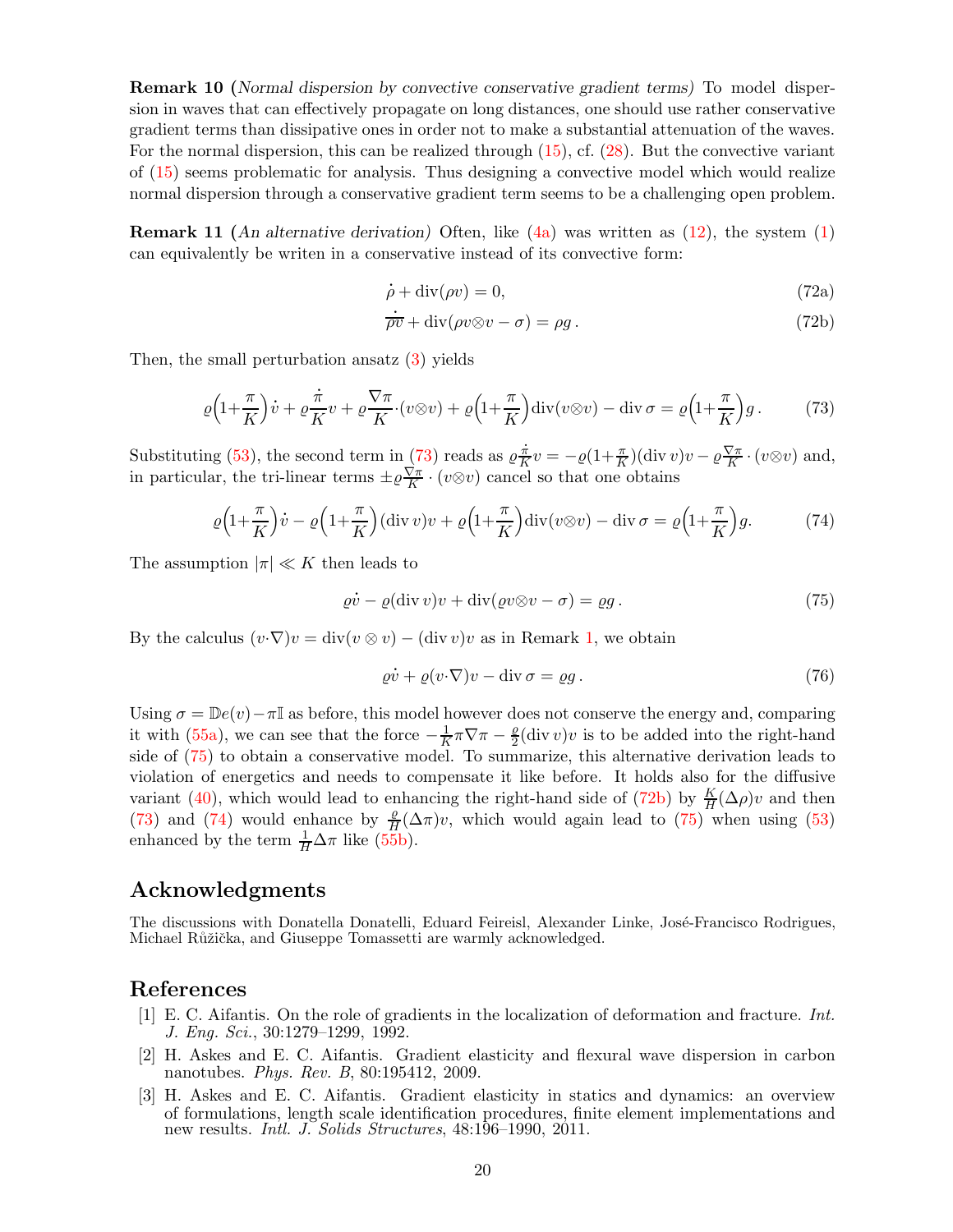**Remark 10 (***Normal dispersion by convective conservative gradient terms)* To model dispersion in waves that can effectively propagate on long distances, one should use rather conservative gradient terms than dissipative ones in order not to make a substantial attenuation of the waves. For the normal dispersion, this can be realized through (15), cf. (28). But the convective variant of (15) seems problematic for analysis. Thus designing a convective model which would realize normal dispersion through a conservative gradient term seems to be a challenging open problem.

**Remark 11 (***An alternative derivation)* Often, like (4a) was written as (12), the system (1) can equivalently be writen in a conservative instead of its convective form:

$$\dot{\rho} + \operatorname{div}(\rho v) = 0, \tag{72a}$$

$$\dot{\overline{\rho v}} + \operatorname{div}(\rho v \otimes v - \sigma) = \rho g\,. \tag{72b}$$

Then, the small perturbation ansatz (3) yields

$$\varrho\Big(1+\frac{\pi}{K}\Big)\dot{v} + \varrho\frac{\dot{\pi}}{K}v + \varrho\frac{\nabla\pi}{K}\cdot(v\otimes v) + \varrho\Big(1+\frac{\pi}{K}\Big)\operatorname{div}(v\otimes v) - \operatorname{div}\sigma = \varrho\Big(1+\frac{\pi}{K}\Big)g\,. \tag{73}$$

Substituting (53), the second term in (73) reads as $\varrho\frac{\dot{\pi}}{K}v = -\varrho(1+\frac{\pi}{K})(\operatorname{div} v)v - \varrho\frac{\nabla\pi}{K}\cdot(v\otimes v)$ and, in particular, the tri-linear terms $\pm\varrho\frac{\nabla\pi}{K}\cdot(v\otimes v)$ cancel so that one obtains

$$\varrho\Big(1+\frac{\pi}{K}\Big)\dot{v} - \varrho\Big(1+\frac{\pi}{K}\Big)(\operatorname{div} v)v + \varrho\Big(1+\frac{\pi}{K}\Big)\operatorname{div}(v\otimes v) - \operatorname{div}\sigma = \varrho\Big(1+\frac{\pi}{K}\Big)g. \tag{74}$$

The assumption $|\pi| \ll K$ then leads to

$$\varrho\dot{v} - \varrho(\operatorname{div} v)v + \operatorname{div}(\varrho v\otimes v - \sigma) = \varrho g\,. \tag{75}$$

By the calculus $(v\cdot\nabla)v = \operatorname{div}(v\otimes v) - (\operatorname{div} v)v$ as in Remark 1, we obtain

$$\varrho\dot{v} + \varrho(v\cdot\nabla)v - \operatorname{div}\sigma = \varrho g\,. \tag{76}$$

Using $\sigma = \mathbb{D}e(v) - \pi\mathbb{I}$ as before, this model however does not conserve the energy and, comparing it with (55a), we can see that the force $-\frac{1}{K}\pi\nabla\pi - \frac{\varrho}{2}(\operatorname{div} v)v$ is to be added into the right-hand side of (75) to obtain a conservative model. To summarize, this alternative derivation leads to violation of energetics and needs to compensate it like before. It holds also for the diffusive variant (40), which would lead to enhancing the right-hand side of (72b) by $\frac{K}{H}(\Delta\rho)v$ and then (73) and (74) would enhance by $\frac{\varrho}{H}(\Delta\pi)v$, which would again lead to (75) when using (53) enhanced by the term $\frac{1}{H}\Delta\pi$ like (55b).

## Acknowledgments

The discussions with Donatella Donatelli, Eduard Feireisl, Alexander Linke, José-Francisco Rodrigues, Michael Růžička, and Giuseppe Tomassetti are warmly acknowledged.

## References

[1] E. C. Aifantis. On the role of gradients in the localization of deformation and fracture. *Int. J. Eng. Sci.*, 30:1279–1299, 1992.

[2] H. Askes and E. C. Aifantis. Gradient elasticity and flexural wave dispersion in carbon nanotubes. *Phys. Rev. B*, 80:195412, 2009.

[3] H. Askes and E. C. Aifantis. Gradient elasticity in statics and dynamics: an overview of formulations, length scale identification procedures, finite element implementations and new results. *Intl. J. Solids Structures*, 48:196–1990, 2011.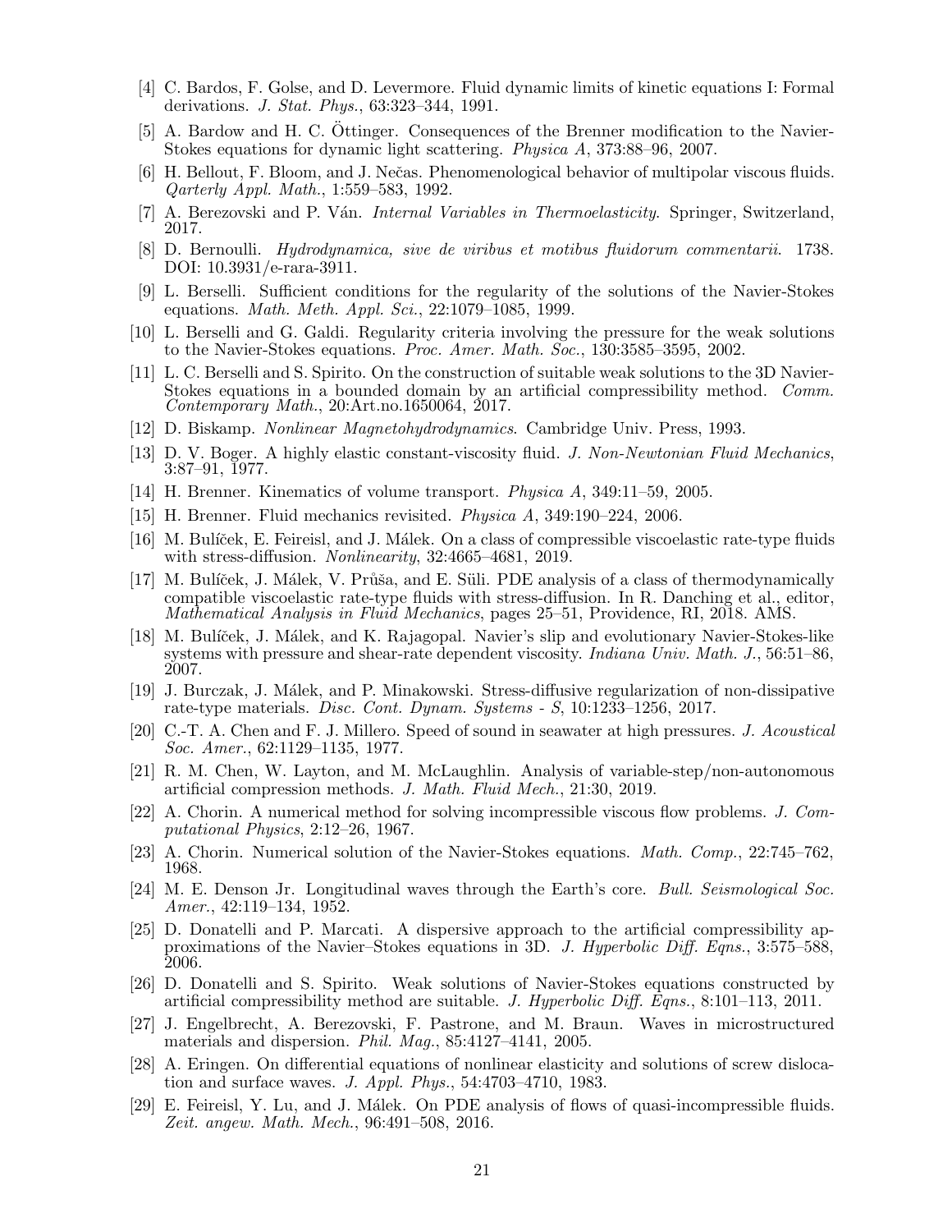[4] C. Bardos, F. Golse, and D. Levermore. Fluid dynamic limits of kinetic equations I: Formal derivations. *J. Stat. Phys.*, 63:323–344, 1991.

[5] A. Bardow and H. C. Öttinger. Consequences of the Brenner modification to the Navier-Stokes equations for dynamic light scattering. *Physica A*, 373:88–96, 2007.

[6] H. Bellout, F. Bloom, and J. Nečas. Phenomenological behavior of multipolar viscous fluids. *Qarterly Appl. Math.*, 1:559–583, 1992.

[7] A. Berezovski and P. Ván. *Internal Variables in Thermoelasticity*. Springer, Switzerland, 2017.

[8] D. Bernoulli. *Hydrodynamica, sive de viribus et motibus fluidorum commentarii*. 1738. DOI: 10.3931/e-rara-3911.

[9] L. Berselli. Sufficient conditions for the regularity of the solutions of the Navier-Stokes equations. *Math. Meth. Appl. Sci.*, 22:1079–1085, 1999.

[10] L. Berselli and G. Galdi. Regularity criteria involving the pressure for the weak solutions to the Navier-Stokes equations. *Proc. Amer. Math. Soc.*, 130:3585–3595, 2002.

[11] L. C. Berselli and S. Spirito. On the construction of suitable weak solutions to the 3D Navier-Stokes equations in a bounded domain by an artificial compressibility method. *Comm. Contemporary Math.*, 20:Art.no.1650064, 2017.

[12] D. Biskamp. *Nonlinear Magnetohydrodynamics*. Cambridge Univ. Press, 1993.

[13] D. V. Boger. A highly elastic constant-viscosity fluid. *J. Non-Newtonian Fluid Mechanics*, 3:87–91, 1977.

[14] H. Brenner. Kinematics of volume transport. *Physica A*, 349:11–59, 2005.

[15] H. Brenner. Fluid mechanics revisited. *Physica A*, 349:190–224, 2006.

[16] M. Bulíček, E. Feireisl, and J. Málek. On a class of compressible viscoelastic rate-type fluids with stress-diffusion. *Nonlinearity*, 32:4665–4681, 2019.

[17] M. Bulíček, J. Málek, V. Průša, and E. Süli. PDE analysis of a class of thermodynamically compatible viscoelastic rate-type fluids with stress-diffusion. In R. Danching et al., editor, *Mathematical Analysis in Fluid Mechanics*, pages 25–51, Providence, RI, 2018. AMS.

[18] M. Bulíček, J. Málek, and K. Rajagopal. Navier's slip and evolutionary Navier-Stokes-like systems with pressure and shear-rate dependent viscosity. *Indiana Univ. Math. J.*, 56:51–86, 2007.

[19] J. Burczak, J. Málek, and P. Minakowski. Stress-diffusive regularization of non-dissipative rate-type materials. *Disc. Cont. Dynam. Systems - S*, 10:1233–1256, 2017.

[20] C.-T. A. Chen and F. J. Millero. Speed of sound in seawater at high pressures. *J. Acoustical Soc. Amer.*, 62:1129–1135, 1977.

[21] R. M. Chen, W. Layton, and M. McLaughlin. Analysis of variable-step/non-autonomous artificial compression methods. *J. Math. Fluid Mech.*, 21:30, 2019.

[22] A. Chorin. A numerical method for solving incompressible viscous flow problems. *J. Computational Physics*, 2:12–26, 1967.

[23] A. Chorin. Numerical solution of the Navier-Stokes equations. *Math. Comp.*, 22:745–762, 1968.

[24] M. E. Denson Jr. Longitudinal waves through the Earth's core. *Bull. Seismological Soc. Amer.*, 42:119–134, 1952.

[25] D. Donatelli and P. Marcati. A dispersive approach to the artificial compressibility approximations of the Navier–Stokes equations in 3D. *J. Hyperbolic Diff. Eqns.*, 3:575–588, 2006.

[26] D. Donatelli and S. Spirito. Weak solutions of Navier-Stokes equations constructed by artificial compressibility method are suitable. *J. Hyperbolic Diff. Eqns.*, 8:101–113, 2011.

[27] J. Engelbrecht, A. Berezovski, F. Pastrone, and M. Braun. Waves in microstructured materials and dispersion. *Phil. Mag.*, 85:4127–4141, 2005.

[28] A. Eringen. On differential equations of nonlinear elasticity and solutions of screw dislocation and surface waves. *J. Appl. Phys.*, 54:4703–4710, 1983.

[29] E. Feireisl, Y. Lu, and J. Málek. On PDE analysis of flows of quasi-incompressible fluids. *Zeit. angew. Math. Mech.*, 96:491–508, 2016.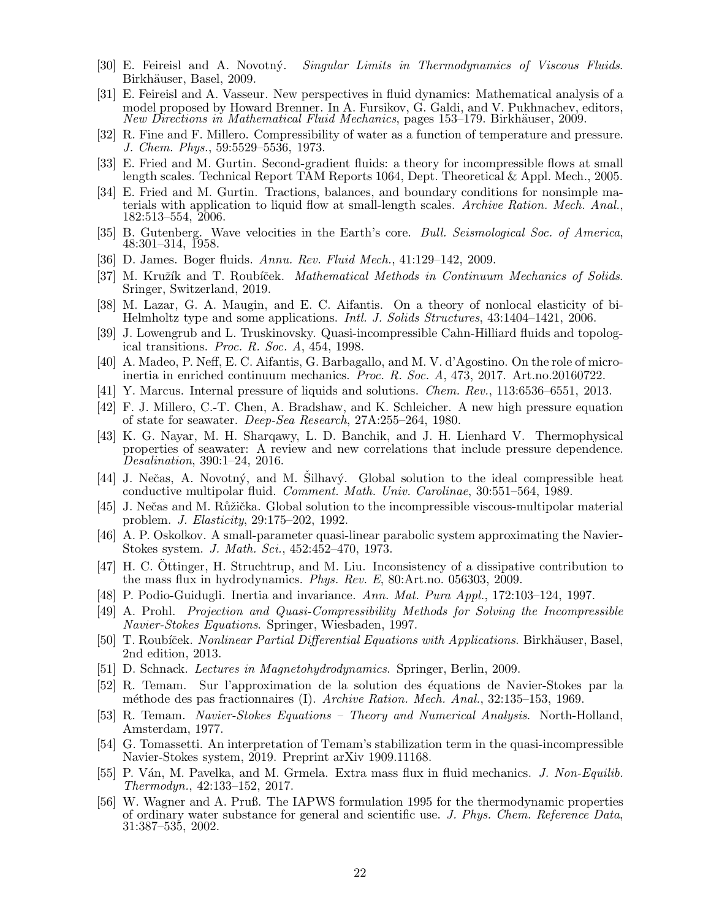[30] E. Feireisl and A. Novotný. *Singular Limits in Thermodynamics of Viscous Fluids*. Birkhäuser, Basel, 2009.

[31] E. Feireisl and A. Vasseur. New perspectives in fluid dynamics: Mathematical analysis of a model proposed by Howard Brenner. In A. Fursikov, G. Galdi, and V. Pukhnachev, editors, *New Directions in Mathematical Fluid Mechanics*, pages 153–179. Birkhäuser, 2009.

[32] R. Fine and F. Millero. Compressibility of water as a function of temperature and pressure. *J. Chem. Phys.*, 59:5529–5536, 1973.

[33] E. Fried and M. Gurtin. Second-gradient fluids: a theory for incompressible flows at small length scales. Technical Report TAM Reports 1064, Dept. Theoretical & Appl. Mech., 2005.

[34] E. Fried and M. Gurtin. Tractions, balances, and boundary conditions for nonsimple materials with application to liquid flow at small-length scales. *Archive Ration. Mech. Anal.*, 182:513–554, 2006.

[35] B. Gutenberg. Wave velocities in the Earth's core. *Bull. Seismological Soc. of America*, 48:301–314, 1958.

[36] D. James. Boger fluids. *Annu. Rev. Fluid Mech.*, 41:129–142, 2009.

[37] M. Kružík and T. Roubíček. *Mathematical Methods in Continuum Mechanics of Solids*. Sringer, Switzerland, 2019.

[38] M. Lazar, G. A. Maugin, and E. C. Aifantis. On a theory of nonlocal elasticity of bi-Helmholtz type and some applications. *Intl. J. Solids Structures*, 43:1404–1421, 2006.

[39] J. Lowengrub and L. Truskinovsky. Quasi-incompressible Cahn-Hilliard fluids and topological transitions. *Proc. R. Soc. A*, 454, 1998.

[40] A. Madeo, P. Neff, E. C. Aifantis, G. Barbagallo, and M. V. d'Agostino. On the role of micro-inertia in enriched continuum mechanics. *Proc. R. Soc. A*, 473, 2017. Art.no.20160722.

[41] Y. Marcus. Internal pressure of liquids and solutions. *Chem. Rev.*, 113:6536–6551, 2013.

[42] F. J. Millero, C.-T. Chen, A. Bradshaw, and K. Schleicher. A new high pressure equation of state for seawater. *Deep-Sea Research*, 27A:255–264, 1980.

[43] K. G. Nayar, M. H. Sharqawy, L. D. Banchik, and J. H. Lienhard V. Thermophysical properties of seawater: A review and new correlations that include pressure dependence. *Desalination*, 390:1–24, 2016.

[44] J. Nečas, A. Novotný, and M. Šilhavý. Global solution to the ideal compressible heat conductive multipolar fluid. *Comment. Math. Univ. Carolinae*, 30:551–564, 1989.

[45] J. Nečas and M. Růžička. Global solution to the incompressible viscous-multipolar material problem. *J. Elasticity*, 29:175–202, 1992.

[46] A. P. Oskolkov. A small-parameter quasi-linear parabolic system approximating the Navier-Stokes system. *J. Math. Sci.*, 452:452–470, 1973.

[47] H. C. Öttinger, H. Struchtrup, and M. Liu. Inconsistency of a dissipative contribution to the mass flux in hydrodynamics. *Phys. Rev. E*, 80:Art.no. 056303, 2009.

[48] P. Podio-Guidugli. Inertia and invariance. *Ann. Mat. Pura Appl.*, 172:103–124, 1997.

[49] A. Prohl. *Projection and Quasi-Compressibility Methods for Solving the Incompressible Navier-Stokes Equations*. Springer, Wiesbaden, 1997.

[50] T. Roubíček. *Nonlinear Partial Differential Equations with Applications*. Birkhäuser, Basel, 2nd edition, 2013.

[51] D. Schnack. *Lectures in Magnetohydrodynamics*. Springer, Berlin, 2009.

[52] R. Temam. Sur l'approximation de la solution des équations de Navier-Stokes par la méthode des pas fractionnaires (I). *Archive Ration. Mech. Anal.*, 32:135–153, 1969.

[53] R. Temam. *Navier-Stokes Equations – Theory and Numerical Analysis*. North-Holland, Amsterdam, 1977.

[54] G. Tomassetti. An interpretation of Temam's stabilization term in the quasi-incompressible Navier-Stokes system, 2019. Preprint arXiv 1909.11168.

[55] P. Ván, M. Pavelka, and M. Grmela. Extra mass flux in fluid mechanics. *J. Non-Equilib. Thermodyn.*, 42:133–152, 2017.

[56] W. Wagner and A. Pruß. The IAPWS formulation 1995 for the thermodynamic properties of ordinary water substance for general and scientific use. *J. Phys. Chem. Reference Data*, 31:387–535, 2002.